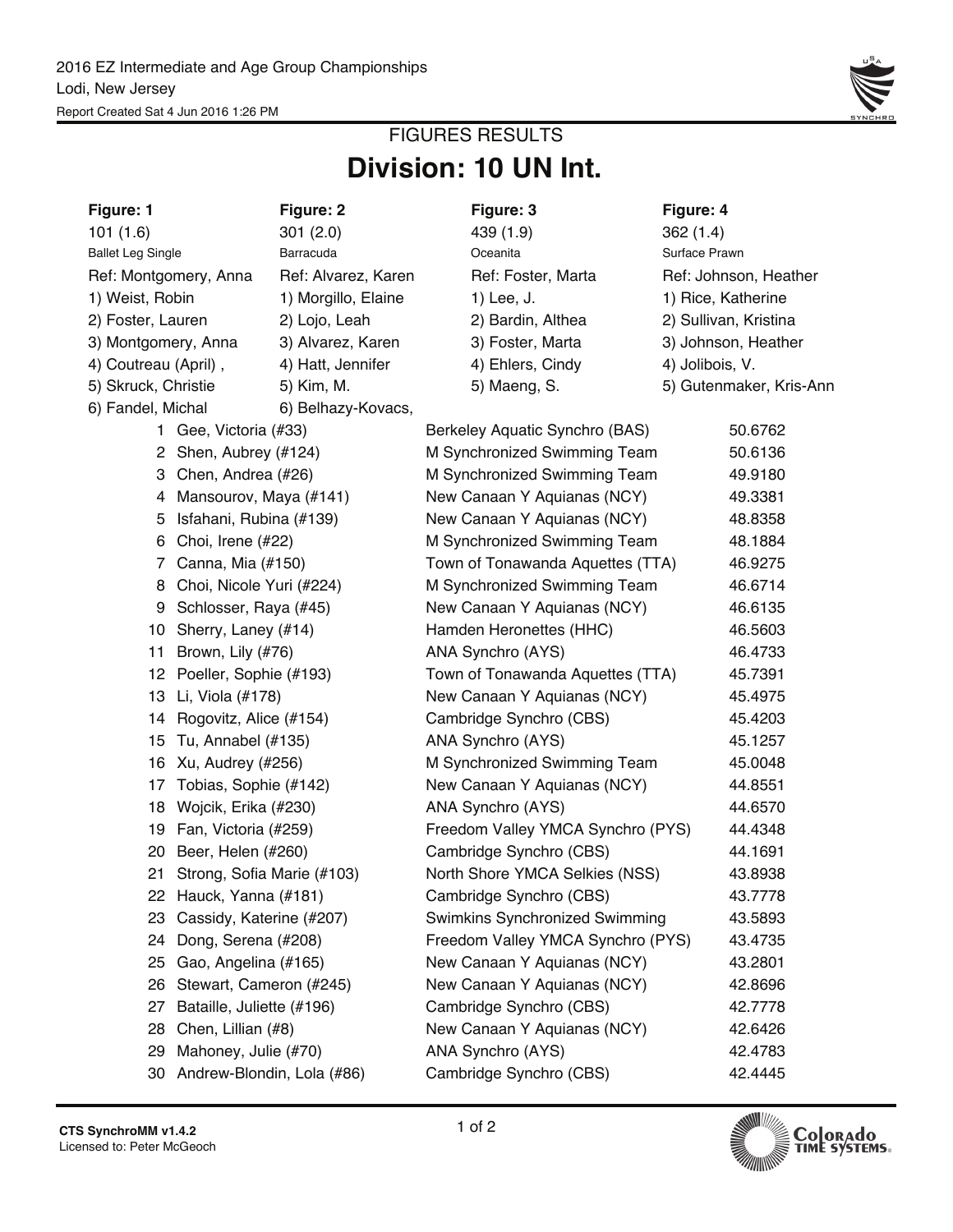2016 EZ Intermediate and Age Group Championships
Lodi, New Jersey
Report Created Sat 4 Jun 2016 1:26 PM

# FIGURES RESULTS

## Division: 10 UN Int.

| Figure: 1 | Figure: 2 | Figure: 3 | Figure: 4 |
|---|---|---|---|
| 101 (1.6) | 301 (2.0) | 439 (1.9) | 362 (1.4) |
| Ballet Leg Single | Barracuda | Oceanita | Surface Prawn |
| Ref: Montgomery, Anna | Ref: Alvarez, Karen | Ref: Foster, Marta | Ref: Johnson, Heather |
| 1) Weist, Robin | 1) Morgillo, Elaine | 1) Lee, J. | 1) Rice, Katherine |
| 2) Foster, Lauren | 2) Lojo, Leah | 2) Bardin, Althea | 2) Sullivan, Kristina |
| 3) Montgomery, Anna | 3) Alvarez, Karen | 3) Foster, Marta | 3) Johnson, Heather |
| 4) Coutreau (April) , | 4) Hatt, Jennifer | 4) Ehlers, Cindy | 4) Jolibois, V. |
| 5) Skruck, Christie | 5) Kim, M. | 5) Maeng, S. | 5) Gutenmaker, Kris-Ann |
| 6) Fandel, Michal | 6) Belhazy-Kovacs, | | |

| Place | Name | Team | Score |
|---|---|---|---|
| 1 | Gee, Victoria (#33) | Berkeley Aquatic Synchro (BAS) | 50.6762 |
| 2 | Shen, Aubrey (#124) | M Synchronized Swimming Team | 50.6136 |
| 3 | Chen, Andrea (#26) | M Synchronized Swimming Team | 49.9180 |
| 4 | Mansourov, Maya (#141) | New Canaan Y Aquianas (NCY) | 49.3381 |
| 5 | Isfahani, Rubina (#139) | New Canaan Y Aquianas (NCY) | 48.8358 |
| 6 | Choi, Irene (#22) | M Synchronized Swimming Team | 48.1884 |
| 7 | Canna, Mia (#150) | Town of Tonawanda Aquettes (TTA) | 46.9275 |
| 8 | Choi, Nicole Yuri (#224) | M Synchronized Swimming Team | 46.6714 |
| 9 | Schlosser, Raya (#45) | New Canaan Y Aquianas (NCY) | 46.6135 |
| 10 | Sherry, Laney (#14) | Hamden Heronettes (HHC) | 46.5603 |
| 11 | Brown, Lily (#76) | ANA Synchro (AYS) | 46.4733 |
| 12 | Poeller, Sophie (#193) | Town of Tonawanda Aquettes (TTA) | 45.7391 |
| 13 | Li, Viola (#178) | New Canaan Y Aquianas (NCY) | 45.4975 |
| 14 | Rogovitz, Alice (#154) | Cambridge Synchro (CBS) | 45.4203 |
| 15 | Tu, Annabel (#135) | ANA Synchro (AYS) | 45.1257 |
| 16 | Xu, Audrey (#256) | M Synchronized Swimming Team | 45.0048 |
| 17 | Tobias, Sophie (#142) | New Canaan Y Aquianas (NCY) | 44.8551 |
| 18 | Wojcik, Erika (#230) | ANA Synchro (AYS) | 44.6570 |
| 19 | Fan, Victoria (#259) | Freedom Valley YMCA Synchro (PYS) | 44.4348 |
| 20 | Beer, Helen (#260) | Cambridge Synchro (CBS) | 44.1691 |
| 21 | Strong, Sofia Marie (#103) | North Shore YMCA Selkies (NSS) | 43.8938 |
| 22 | Hauck, Yanna (#181) | Cambridge Synchro (CBS) | 43.7778 |
| 23 | Cassidy, Katerine (#207) | Swimkins Synchronized Swimming | 43.5893 |
| 24 | Dong, Serena (#208) | Freedom Valley YMCA Synchro (PYS) | 43.4735 |
| 25 | Gao, Angelina (#165) | New Canaan Y Aquianas (NCY) | 43.2801 |
| 26 | Stewart, Cameron (#245) | New Canaan Y Aquianas (NCY) | 42.8696 |
| 27 | Bataille, Juliette (#196) | Cambridge Synchro (CBS) | 42.7778 |
| 28 | Chen, Lillian (#8) | New Canaan Y Aquianas (NCY) | 42.6426 |
| 29 | Mahoney, Julie (#70) | ANA Synchro (AYS) | 42.4783 |
| 30 | Andrew-Blondin, Lola (#86) | Cambridge Synchro (CBS) | 42.4445 |

CTS SynchroMM v1.4.2
Licensed to: Peter McGeoch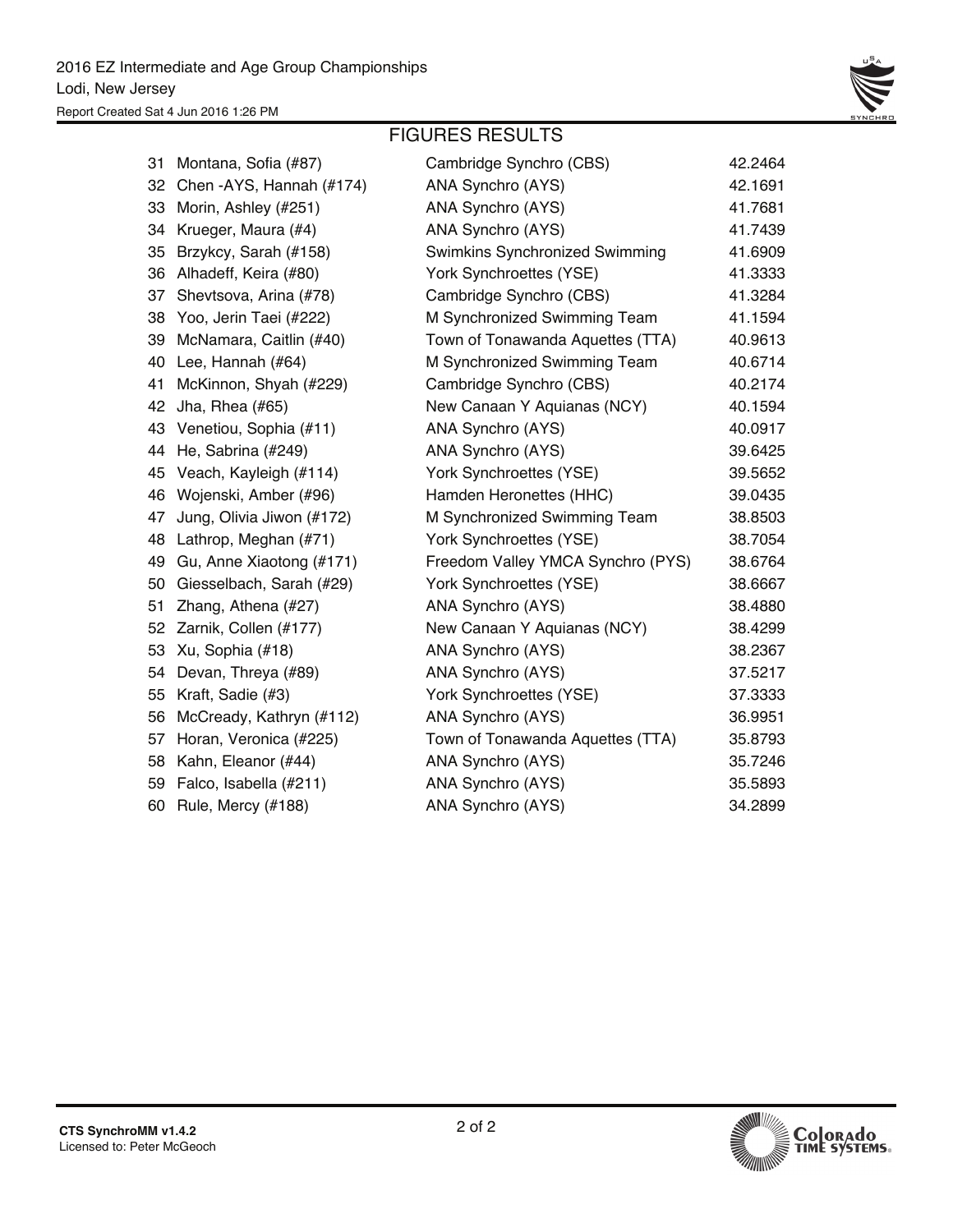2016 EZ Intermediate and Age Group Championships
Lodi, New Jersey
Report Created Sat 4 Jun 2016 1:26 PM

## FIGURES RESULTS

| | | | |
|---|---|---|---|
| 31 | Montana, Sofia (#87) | Cambridge Synchro (CBS) | 42.2464 |
| 32 | Chen -AYS, Hannah (#174) | ANA Synchro (AYS) | 42.1691 |
| 33 | Morin, Ashley (#251) | ANA Synchro (AYS) | 41.7681 |
| 34 | Krueger, Maura (#4) | ANA Synchro (AYS) | 41.7439 |
| 35 | Brzykcy, Sarah (#158) | Swimkins Synchronized Swimming | 41.6909 |
| 36 | Alhadeff, Keira (#80) | York Synchroettes (YSE) | 41.3333 |
| 37 | Shevtsova, Arina (#78) | Cambridge Synchro (CBS) | 41.3284 |
| 38 | Yoo, Jerin Taei (#222) | M Synchronized Swimming Team | 41.1594 |
| 39 | McNamara, Caitlin (#40) | Town of Tonawanda Aquettes (TTA) | 40.9613 |
| 40 | Lee, Hannah (#64) | M Synchronized Swimming Team | 40.6714 |
| 41 | McKinnon, Shyah (#229) | Cambridge Synchro (CBS) | 40.2174 |
| 42 | Jha, Rhea (#65) | New Canaan Y Aquianas (NCY) | 40.1594 |
| 43 | Venetiou, Sophia (#11) | ANA Synchro (AYS) | 40.0917 |
| 44 | He, Sabrina (#249) | ANA Synchro (AYS) | 39.6425 |
| 45 | Veach, Kayleigh (#114) | York Synchroettes (YSE) | 39.5652 |
| 46 | Wojenski, Amber (#96) | Hamden Heronettes (HHC) | 39.0435 |
| 47 | Jung, Olivia Jiwon (#172) | M Synchronized Swimming Team | 38.8503 |
| 48 | Lathrop, Meghan (#71) | York Synchroettes (YSE) | 38.7054 |
| 49 | Gu, Anne Xiaotong (#171) | Freedom Valley YMCA Synchro (PYS) | 38.6764 |
| 50 | Giesselbach, Sarah (#29) | York Synchroettes (YSE) | 38.6667 |
| 51 | Zhang, Athena (#27) | ANA Synchro (AYS) | 38.4880 |
| 52 | Zarnik, Collen (#177) | New Canaan Y Aquianas (NCY) | 38.4299 |
| 53 | Xu, Sophia (#18) | ANA Synchro (AYS) | 38.2367 |
| 54 | Devan, Threya (#89) | ANA Synchro (AYS) | 37.5217 |
| 55 | Kraft, Sadie (#3) | York Synchroettes (YSE) | 37.3333 |
| 56 | McCready, Kathryn (#112) | ANA Synchro (AYS) | 36.9951 |
| 57 | Horan, Veronica (#225) | Town of Tonawanda Aquettes (TTA) | 35.8793 |
| 58 | Kahn, Eleanor (#44) | ANA Synchro (AYS) | 35.7246 |
| 59 | Falco, Isabella (#211) | ANA Synchro (AYS) | 35.5893 |
| 60 | Rule, Mercy (#188) | ANA Synchro (AYS) | 34.2899 |

**CTS SynchroMM v1.4.2**
Licensed to: Peter McGeoch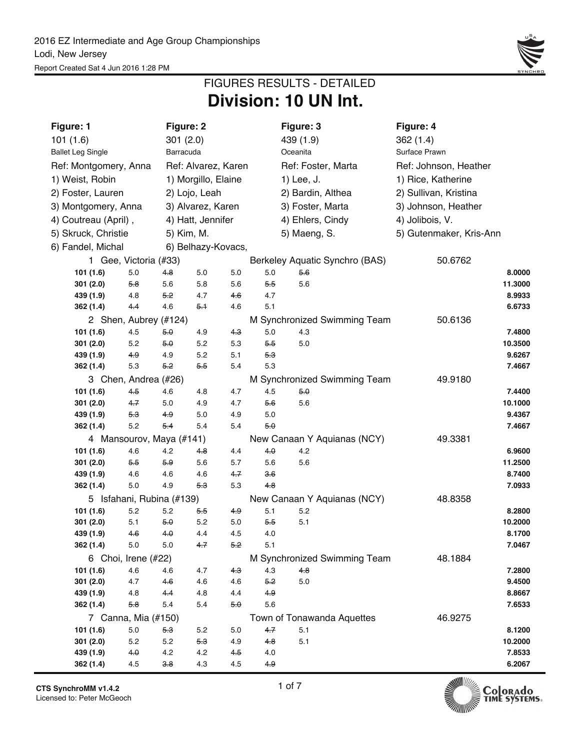2016 EZ Intermediate and Age Group Championships
Lodi, New Jersey
Report Created Sat 4 Jun 2016 1:28 PM

## FIGURES RESULTS - DETAILED

# Division: 10 UN Int.

| Figure: 1 | Figure: 2 | Figure: 3 | Figure: 4 |
|---|---|---|---|
| 101 (1.6) | 301 (2.0) | 439 (1.9) | 362 (1.4) |
| Ballet Leg Single | Barracuda | Oceanita | Surface Prawn |
| Ref: Montgomery, Anna | Ref: Alvarez, Karen | Ref: Foster, Marta | Ref: Johnson, Heather |
| 1) Weist, Robin | 1) Morgillo, Elaine | 1) Lee, J. | 1) Rice, Katherine |
| 2) Foster, Lauren | 2) Lojo, Leah | 2) Bardin, Althea | 2) Sullivan, Kristina |
| 3) Montgomery, Anna | 3) Alvarez, Karen | 3) Foster, Marta | 3) Johnson, Heather |
| 4) Coutreau (April) , | 4) Hatt, Jennifer | 4) Ehlers, Cindy | 4) Jolibois, V. |
| 5) Skruck, Christie | 5) Kim, M. | 5) Maeng, S. | 5) Gutenmaker, Kris-Ann |
| 6) Fandel, Michal | 6) Belhazy-Kovacs, | | |

| Figure | J1 | J2 | J3 | J4 | J5 | J6 | Score |
|---|---|---|---|---|---|---|---|
| **1 Gee, Victoria (#33)** | Berkeley Aquatic Synchro (BAS) | | | | | 50.6762 | |
| **101 (1.6)** | 5.0 | ~~4.8~~ | 5.0 | 5.0 | 5.0 | ~~5.6~~ | **8.0000** |
| **301 (2.0)** | ~~5.8~~ | 5.6 | 5.8 | 5.6 | ~~5.5~~ | 5.6 | **11.3000** |
| **439 (1.9)** | 4.8 | ~~5.2~~ | 4.7 | ~~4.6~~ | 4.7 | | **8.9933** |
| **362 (1.4)** | ~~4.4~~ | 4.6 | ~~5.1~~ | 4.6 | 5.1 | | **6.6733** |
| **2 Shen, Aubrey (#124)** | M Synchronized Swimming Team | | | | | 50.6136 | |
| **101 (1.6)** | 4.5 | ~~5.0~~ | 4.9 | ~~4.3~~ | 5.0 | 4.3 | **7.4800** |
| **301 (2.0)** | 5.2 | ~~5.0~~ | 5.2 | 5.3 | ~~5.5~~ | 5.0 | **10.3500** |
| **439 (1.9)** | ~~4.9~~ | 4.9 | 5.2 | 5.1 | ~~5.3~~ | | **9.6267** |
| **362 (1.4)** | 5.3 | ~~5.2~~ | ~~5.5~~ | 5.4 | 5.3 | | **7.4667** |
| **3 Chen, Andrea (#26)** | M Synchronized Swimming Team | | | | | 49.9180 | |
| **101 (1.6)** | ~~4.5~~ | 4.6 | 4.8 | 4.7 | 4.5 | ~~5.0~~ | **7.4400** |
| **301 (2.0)** | ~~4.7~~ | 5.0 | 4.9 | 4.7 | ~~5.6~~ | 5.6 | **10.1000** |
| **439 (1.9)** | ~~5.3~~ | ~~4.9~~ | 5.0 | 4.9 | 5.0 | | **9.4367** |
| **362 (1.4)** | 5.2 | ~~5.4~~ | 5.4 | 5.4 | ~~5.0~~ | | **7.4667** |
| **4 Mansourov, Maya (#141)** | New Canaan Y Aquianas (NCY) | | | | | 49.3381 | |
| **101 (1.6)** | 4.6 | 4.2 | ~~4.8~~ | 4.4 | ~~4.0~~ | 4.2 | **6.9600** |
| **301 (2.0)** | ~~5.5~~ | ~~5.9~~ | 5.6 | 5.7 | 5.6 | 5.6 | **11.2500** |
| **439 (1.9)** | 4.6 | 4.6 | 4.6 | ~~4.7~~ | ~~3.6~~ | | **8.7400** |
| **362 (1.4)** | 5.0 | 4.9 | ~~5.3~~ | 5.3 | ~~4.8~~ | | **7.0933** |
| **5 Isfahani, Rubina (#139)** | New Canaan Y Aquianas (NCY) | | | | | 48.8358 | |
| **101 (1.6)** | 5.2 | 5.2 | ~~5.5~~ | ~~4.9~~ | 5.1 | 5.2 | **8.2800** |
| **301 (2.0)** | 5.1 | ~~5.0~~ | 5.2 | 5.0 | ~~5.5~~ | 5.1 | **10.2000** |
| **439 (1.9)** | ~~4.6~~ | ~~4.0~~ | 4.4 | 4.5 | 4.0 | | **8.1700** |
| **362 (1.4)** | 5.0 | 5.0 | ~~4.7~~ | ~~5.2~~ | 5.1 | | **7.0467** |
| **6 Choi, Irene (#22)** | M Synchronized Swimming Team | | | | | 48.1884 | |
| **101 (1.6)** | 4.6 | 4.6 | 4.7 | ~~4.3~~ | 4.3 | ~~4.8~~ | **7.2800** |
| **301 (2.0)** | 4.7 | ~~4.6~~ | 4.6 | 4.6 | ~~5.2~~ | 5.0 | **9.4500** |
| **439 (1.9)** | 4.8 | ~~4.4~~ | 4.8 | 4.4 | ~~4.9~~ | | **8.8667** |
| **362 (1.4)** | ~~5.8~~ | 5.4 | 5.4 | ~~5.0~~ | 5.6 | | **7.6533** |
| **7 Canna, Mia (#150)** | Town of Tonawanda Aquettes | | | | | 46.9275 | |
| **101 (1.6)** | 5.0 | ~~5.3~~ | 5.2 | 5.0 | ~~4.7~~ | 5.1 | **8.1200** |
| **301 (2.0)** | 5.2 | 5.2 | ~~5.3~~ | 4.9 | ~~4.8~~ | 5.1 | **10.2000** |
| **439 (1.9)** | ~~4.0~~ | 4.2 | 4.2 | ~~4.5~~ | 4.0 | | **7.8533** |
| **362 (1.4)** | 4.5 | ~~3.8~~ | 4.3 | 4.5 | ~~4.9~~ | | **6.2067** |

CTS SynchroMM v1.4.2
Licensed to: Peter McGeoch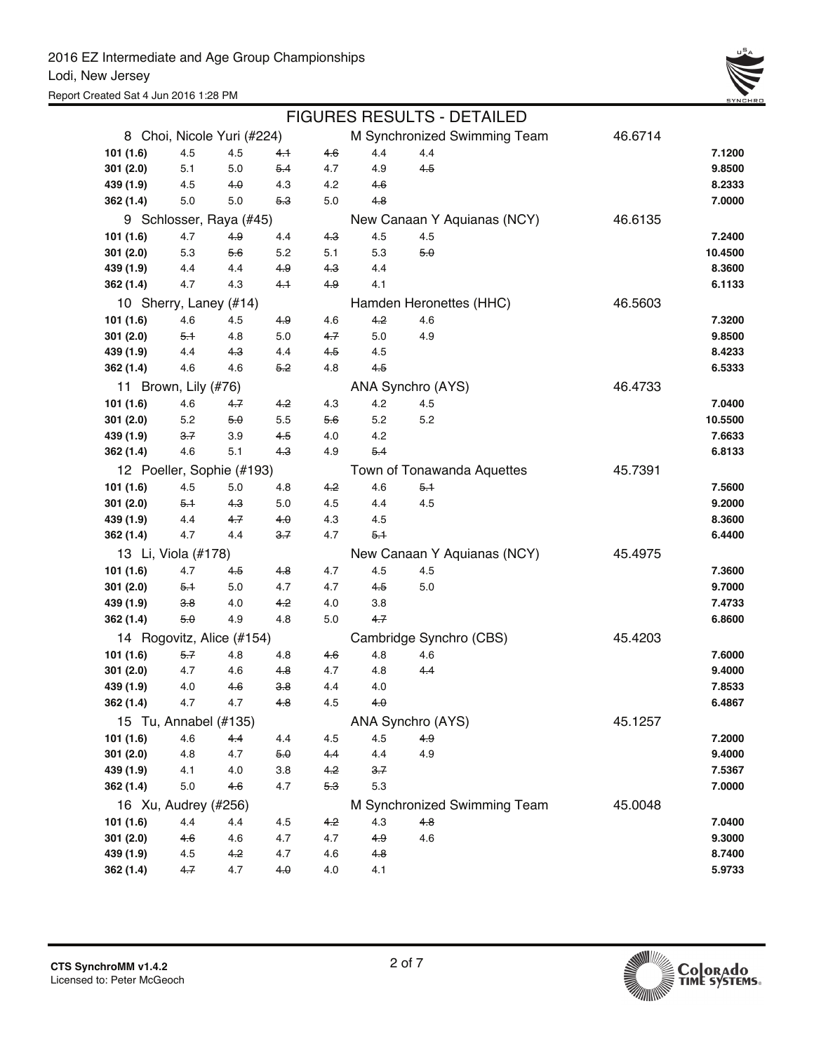## FIGURES RESULTS - DETAILED

| Place / Name | | | | | | Team | Total | Score |
|---|---|---|---|---|---|---|---|---|
| **8 Choi, Nicole Yuri (#224)** | | | | | | M Synchronized Swimming Team | 46.6714 | |
| **101 (1.6)** | 4.5 | 4.5 | ~~4.1~~ | ~~4.6~~ | 4.4 | 4.4 | | 7.1200 |
| **301 (2.0)** | 5.1 | 5.0 | ~~5.4~~ | 4.7 | 4.9 | ~~4.5~~ | | 9.8500 |
| **439 (1.9)** | 4.5 | ~~4.0~~ | 4.3 | 4.2 | ~~4.6~~ | | | 8.2333 |
| **362 (1.4)** | 5.0 | 5.0 | ~~5.3~~ | 5.0 | ~~4.8~~ | | | 7.0000 |
| **9 Schlosser, Raya (#45)** | | | | | | New Canaan Y Aquianas (NCY) | 46.6135 | |
| **101 (1.6)** | 4.7 | ~~4.9~~ | 4.4 | ~~4.3~~ | 4.5 | 4.5 | | 7.2400 |
| **301 (2.0)** | 5.3 | ~~5.6~~ | 5.2 | 5.1 | 5.3 | ~~5.0~~ | | 10.4500 |
| **439 (1.9)** | 4.4 | 4.4 | ~~4.9~~ | ~~4.3~~ | 4.4 | | | 8.3600 |
| **362 (1.4)** | 4.7 | 4.3 | ~~4.1~~ | ~~4.9~~ | 4.1 | | | 6.1133 |
| **10 Sherry, Laney (#14)** | | | | | | Hamden Heronettes (HHC) | 46.5603 | |
| **101 (1.6)** | 4.6 | 4.5 | ~~4.9~~ | 4.6 | ~~4.2~~ | 4.6 | | 7.3200 |
| **301 (2.0)** | ~~5.1~~ | 4.8 | 5.0 | ~~4.7~~ | 5.0 | 4.9 | | 9.8500 |
| **439 (1.9)** | 4.4 | ~~4.3~~ | 4.4 | ~~4.5~~ | 4.5 | | | 8.4233 |
| **362 (1.4)** | 4.6 | 4.6 | ~~5.2~~ | 4.8 | ~~4.5~~ | | | 6.5333 |
| **11 Brown, Lily (#76)** | | | | | | ANA Synchro (AYS) | 46.4733 | |
| **101 (1.6)** | 4.6 | ~~4.7~~ | ~~4.2~~ | 4.3 | 4.2 | 4.5 | | 7.0400 |
| **301 (2.0)** | 5.2 | ~~5.0~~ | 5.5 | ~~5.6~~ | 5.2 | 5.2 | | 10.5500 |
| **439 (1.9)** | ~~3.7~~ | 3.9 | ~~4.5~~ | 4.0 | 4.2 | | | 7.6633 |
| **362 (1.4)** | 4.6 | 5.1 | ~~4.3~~ | 4.9 | ~~5.4~~ | | | 6.8133 |
| **12 Poeller, Sophie (#193)** | | | | | | Town of Tonawanda Aquettes | 45.7391 | |
| **101 (1.6)** | 4.5 | 5.0 | 4.8 | ~~4.2~~ | 4.6 | ~~5.1~~ | | 7.5600 |
| **301 (2.0)** | ~~5.1~~ | ~~4.3~~ | 5.0 | 4.5 | 4.4 | 4.5 | | 9.2000 |
| **439 (1.9)** | 4.4 | ~~4.7~~ | ~~4.0~~ | 4.3 | 4.5 | | | 8.3600 |
| **362 (1.4)** | 4.7 | 4.4 | ~~3.7~~ | 4.7 | ~~5.1~~ | | | 6.4400 |
| **13 Li, Viola (#178)** | | | | | | New Canaan Y Aquianas (NCY) | 45.4975 | |
| **101 (1.6)** | 4.7 | ~~4.5~~ | ~~4.8~~ | 4.7 | 4.5 | 4.5 | | 7.3600 |
| **301 (2.0)** | ~~5.1~~ | 5.0 | 4.7 | 4.7 | ~~4.5~~ | 5.0 | | 9.7000 |
| **439 (1.9)** | ~~3.8~~ | 4.0 | ~~4.2~~ | 4.0 | 3.8 | | | 7.4733 |
| **362 (1.4)** | ~~5.0~~ | 4.9 | 4.8 | 5.0 | ~~4.7~~ | | | 6.8600 |
| **14 Rogovitz, Alice (#154)** | | | | | | Cambridge Synchro (CBS) | 45.4203 | |
| **101 (1.6)** | ~~5.7~~ | 4.8 | 4.8 | ~~4.6~~ | 4.8 | 4.6 | | 7.6000 |
| **301 (2.0)** | 4.7 | 4.6 | ~~4.8~~ | 4.7 | 4.8 | ~~4.4~~ | | 9.4000 |
| **439 (1.9)** | 4.0 | ~~4.6~~ | ~~3.8~~ | 4.4 | 4.0 | | | 7.8533 |
| **362 (1.4)** | 4.7 | 4.7 | ~~4.8~~ | 4.5 | ~~4.0~~ | | | 6.4867 |
| **15 Tu, Annabel (#135)** | | | | | | ANA Synchro (AYS) | 45.1257 | |
| **101 (1.6)** | 4.6 | ~~4.4~~ | 4.4 | 4.5 | 4.5 | ~~4.9~~ | | 7.2000 |
| **301 (2.0)** | 4.8 | 4.7 | ~~5.0~~ | ~~4.4~~ | 4.4 | 4.9 | | 9.4000 |
| **439 (1.9)** | 4.1 | 4.0 | 3.8 | ~~4.2~~ | ~~3.7~~ | | | 7.5367 |
| **362 (1.4)** | 5.0 | ~~4.6~~ | 4.7 | ~~5.3~~ | 5.3 | | | 7.0000 |
| **16 Xu, Audrey (#256)** | | | | | | M Synchronized Swimming Team | 45.0048 | |
| **101 (1.6)** | 4.4 | 4.4 | 4.5 | ~~4.2~~ | 4.3 | ~~4.8~~ | | 7.0400 |
| **301 (2.0)** | ~~4.6~~ | 4.6 | 4.7 | 4.7 | ~~4.9~~ | 4.6 | | 9.3000 |
| **439 (1.9)** | 4.5 | ~~4.2~~ | 4.7 | 4.6 | ~~4.8~~ | | | 8.7400 |
| **362 (1.4)** | ~~4.7~~ | 4.7 | ~~4.0~~ | 4.0 | 4.1 | | | 5.9733 |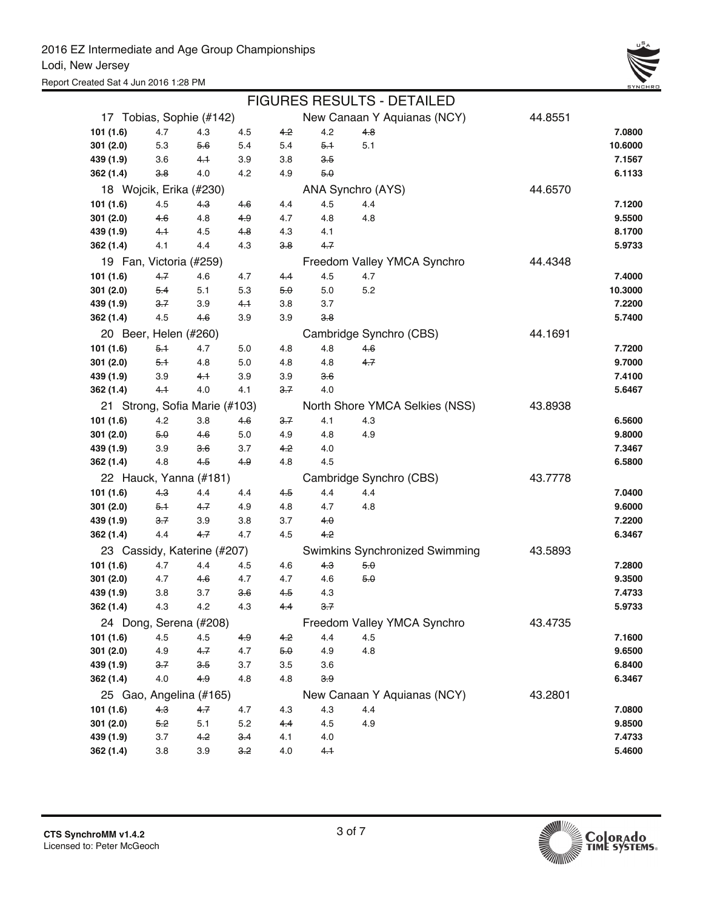## FIGURES RESULTS - DETAILED

| Figure | J1 | J2 | J3 | J4 | J5 | J6 | Score |
|---|---|---|---|---|---|---|---|
| **17 Tobias, Sophie (#142)** | | | | New Canaan Y Aquianas (NCY) | | 44.8551 | |
| **101 (1.6)** | 4.7 | 4.3 | 4.5 | ~~4.2~~ | 4.2 | ~~4.8~~ | **7.0800** |
| **301 (2.0)** | 5.3 | ~~5.6~~ | 5.4 | 5.4 | ~~5.1~~ | 5.1 | **10.6000** |
| **439 (1.9)** | 3.6 | ~~4.1~~ | 3.9 | 3.8 | ~~3.5~~ | | **7.1567** |
| **362 (1.4)** | ~~3.8~~ | 4.0 | 4.2 | 4.9 | ~~5.0~~ | | **6.1133** |
| **18 Wojcik, Erika (#230)** | | | | ANA Synchro (AYS) | | 44.6570 | |
| **101 (1.6)** | 4.5 | ~~4.3~~ | ~~4.6~~ | 4.4 | 4.5 | 4.4 | **7.1200** |
| **301 (2.0)** | ~~4.6~~ | 4.8 | ~~4.9~~ | 4.7 | 4.8 | 4.8 | **9.5500** |
| **439 (1.9)** | ~~4.1~~ | 4.5 | ~~4.8~~ | 4.3 | 4.1 | | **8.1700** |
| **362 (1.4)** | 4.1 | 4.4 | 4.3 | ~~3.8~~ | ~~4.7~~ | | **5.9733** |
| **19 Fan, Victoria (#259)** | | | | Freedom Valley YMCA Synchro | | 44.4348 | |
| **101 (1.6)** | ~~4.7~~ | 4.6 | 4.7 | ~~4.4~~ | 4.5 | 4.7 | **7.4000** |
| **301 (2.0)** | ~~5.4~~ | 5.1 | 5.3 | ~~5.0~~ | 5.0 | 5.2 | **10.3000** |
| **439 (1.9)** | ~~3.7~~ | 3.9 | ~~4.1~~ | 3.8 | 3.7 | | **7.2200** |
| **362 (1.4)** | 4.5 | ~~4.6~~ | 3.9 | 3.9 | ~~3.8~~ | | **5.7400** |
| **20 Beer, Helen (#260)** | | | | Cambridge Synchro (CBS) | | 44.1691 | |
| **101 (1.6)** | ~~5.1~~ | 4.7 | 5.0 | 4.8 | 4.8 | ~~4.6~~ | **7.7200** |
| **301 (2.0)** | ~~5.1~~ | 4.8 | 5.0 | 4.8 | 4.8 | ~~4.7~~ | **9.7000** |
| **439 (1.9)** | 3.9 | ~~4.1~~ | 3.9 | 3.9 | ~~3.6~~ | | **7.4100** |
| **362 (1.4)** | ~~4.1~~ | 4.0 | 4.1 | ~~3.7~~ | 4.0 | | **5.6467** |
| **21 Strong, Sofia Marie (#103)** | | | | North Shore YMCA Selkies (NSS) | | 43.8938 | |
| **101 (1.6)** | 4.2 | 3.8 | ~~4.6~~ | ~~3.7~~ | 4.1 | 4.3 | **6.5600** |
| **301 (2.0)** | ~~5.0~~ | ~~4.6~~ | 5.0 | 4.9 | 4.8 | 4.9 | **9.8000** |
| **439 (1.9)** | 3.9 | ~~3.6~~ | 3.7 | ~~4.2~~ | 4.0 | | **7.3467** |
| **362 (1.4)** | 4.8 | ~~4.5~~ | ~~4.9~~ | 4.8 | 4.5 | | **6.5800** |
| **22 Hauck, Yanna (#181)** | | | | Cambridge Synchro (CBS) | | 43.7778 | |
| **101 (1.6)** | ~~4.3~~ | 4.4 | 4.4 | ~~4.5~~ | 4.4 | 4.4 | **7.0400** |
| **301 (2.0)** | ~~5.1~~ | ~~4.7~~ | 4.9 | 4.8 | 4.7 | 4.8 | **9.6000** |
| **439 (1.9)** | ~~3.7~~ | 3.9 | 3.8 | 3.7 | ~~4.0~~ | | **7.2200** |
| **362 (1.4)** | 4.4 | ~~4.7~~ | 4.7 | 4.5 | ~~4.2~~ | | **6.3467** |
| **23 Cassidy, Katerine (#207)** | | | | Swimkins Synchronized Swimming | | 43.5893 | |
| **101 (1.6)** | 4.7 | 4.4 | 4.5 | 4.6 | ~~4.3~~ | ~~5.0~~ | **7.2800** |
| **301 (2.0)** | 4.7 | ~~4.6~~ | 4.7 | 4.7 | 4.6 | ~~5.0~~ | **9.3500** |
| **439 (1.9)** | 3.8 | 3.7 | ~~3.6~~ | ~~4.5~~ | 4.3 | | **7.4733** |
| **362 (1.4)** | 4.3 | 4.2 | 4.3 | ~~4.4~~ | ~~3.7~~ | | **5.9733** |
| **24 Dong, Serena (#208)** | | | | Freedom Valley YMCA Synchro | | 43.4735 | |
| **101 (1.6)** | 4.5 | 4.5 | ~~4.9~~ | ~~4.2~~ | 4.4 | 4.5 | **7.1600** |
| **301 (2.0)** | 4.9 | ~~4.7~~ | 4.7 | ~~5.0~~ | 4.9 | 4.8 | **9.6500** |
| **439 (1.9)** | ~~3.7~~ | ~~3.5~~ | 3.7 | 3.5 | 3.6 | | **6.8400** |
| **362 (1.4)** | 4.0 | ~~4.9~~ | 4.8 | 4.8 | ~~3.9~~ | | **6.3467** |
| **25 Gao, Angelina (#165)** | | | | New Canaan Y Aquianas (NCY) | | 43.2801 | |
| **101 (1.6)** | ~~4.3~~ | ~~4.7~~ | 4.7 | 4.3 | 4.3 | 4.4 | **7.0800** |
| **301 (2.0)** | ~~5.2~~ | 5.1 | 5.2 | ~~4.4~~ | 4.5 | 4.9 | **9.8500** |
| **439 (1.9)** | 3.7 | ~~4.2~~ | ~~3.4~~ | 4.1 | 4.0 | | **7.4733** |
| **362 (1.4)** | 3.8 | 3.9 | ~~3.2~~ | 4.0 | ~~4.1~~ | | **5.4600** |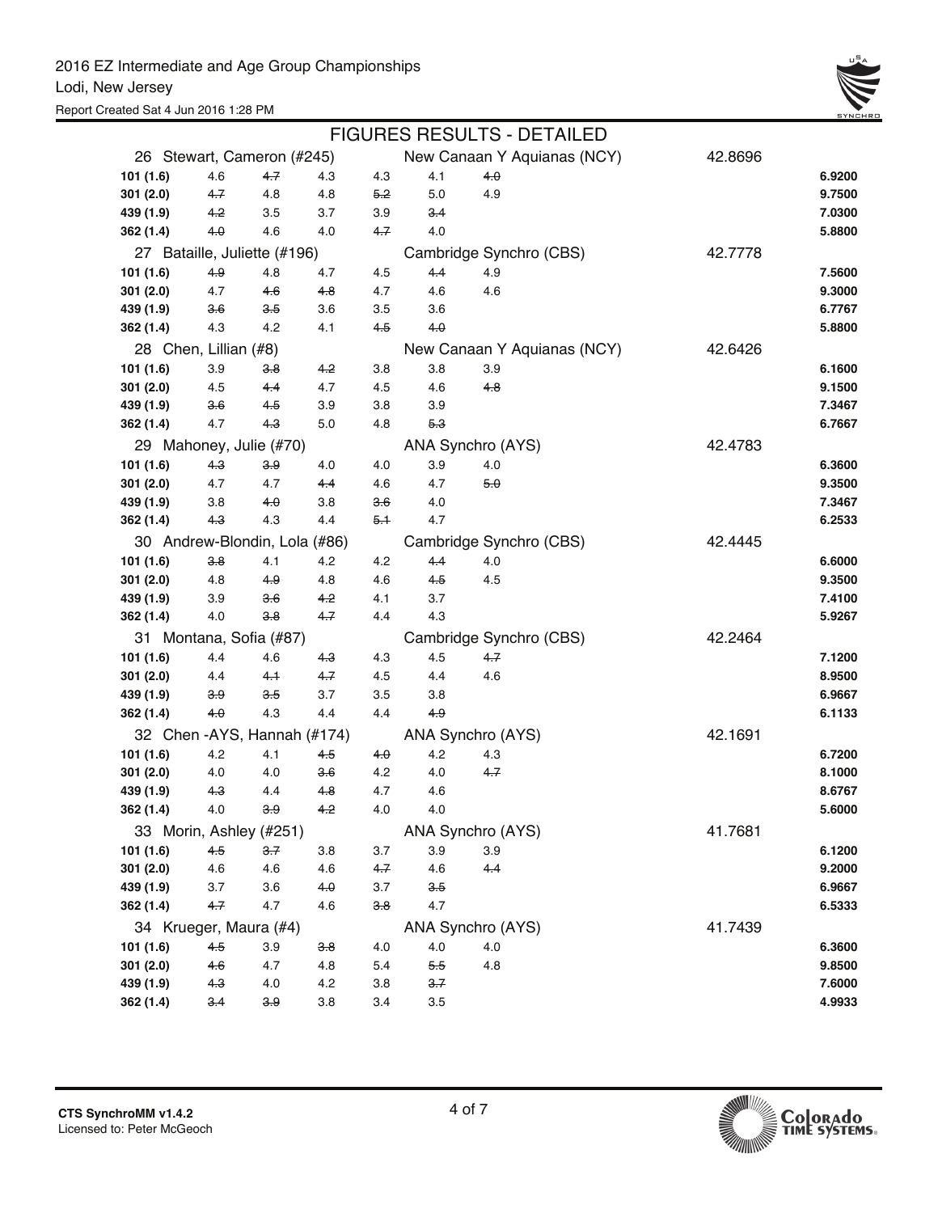2016 EZ Intermediate and Age Group Championships
Lodi, New Jersey
Report Created Sat 4 Jun 2016 1:28 PM

## FIGURES RESULTS - DETAILED

| | | | | | | | | |
|---|---|---|---|---|---|---|---|---|
| **26 Stewart, Cameron (#245)** | | | | | New Canaan Y Aquianas (NCY) | | 42.8696 | |
| **101 (1.6)** | 4.6 | ~~4.7~~ | 4.3 | 4.3 | 4.1 | ~~4.0~~ | | **6.9200** |
| **301 (2.0)** | ~~4.7~~ | 4.8 | 4.8 | ~~5.2~~ | 5.0 | 4.9 | | **9.7500** |
| **439 (1.9)** | ~~4.2~~ | 3.5 | 3.7 | 3.9 | ~~3.4~~ | | | **7.0300** |
| **362 (1.4)** | ~~4.0~~ | 4.6 | 4.0 | ~~4.7~~ | 4.0 | | | **5.8800** |
| **27 Bataille, Juliette (#196)** | | | | | Cambridge Synchro (CBS) | | 42.7778 | |
| **101 (1.6)** | ~~4.9~~ | 4.8 | 4.7 | 4.5 | ~~4.4~~ | 4.9 | | **7.5600** |
| **301 (2.0)** | 4.7 | ~~4.6~~ | ~~4.8~~ | 4.7 | 4.6 | 4.6 | | **9.3000** |
| **439 (1.9)** | ~~3.6~~ | ~~3.5~~ | 3.6 | 3.5 | 3.6 | | | **6.7767** |
| **362 (1.4)** | 4.3 | 4.2 | 4.1 | ~~4.5~~ | ~~4.0~~ | | | **5.8800** |
| **28 Chen, Lillian (#8)** | | | | | New Canaan Y Aquianas (NCY) | | 42.6426 | |
| **101 (1.6)** | 3.9 | ~~3.8~~ | ~~4.2~~ | 3.8 | 3.8 | 3.9 | | **6.1600** |
| **301 (2.0)** | 4.5 | ~~4.4~~ | 4.7 | 4.5 | 4.6 | ~~4.8~~ | | **9.1500** |
| **439 (1.9)** | ~~3.6~~ | ~~4.5~~ | 3.9 | 3.8 | 3.9 | | | **7.3467** |
| **362 (1.4)** | 4.7 | ~~4.3~~ | 5.0 | 4.8 | ~~5.3~~ | | | **6.7667** |
| **29 Mahoney, Julie (#70)** | | | | | ANA Synchro (AYS) | | 42.4783 | |
| **101 (1.6)** | ~~4.3~~ | ~~3.9~~ | 4.0 | 4.0 | 3.9 | 4.0 | | **6.3600** |
| **301 (2.0)** | 4.7 | 4.7 | ~~4.4~~ | 4.6 | 4.7 | ~~5.0~~ | | **9.3500** |
| **439 (1.9)** | 3.8 | ~~4.0~~ | 3.8 | ~~3.6~~ | 4.0 | | | **7.3467** |
| **362 (1.4)** | ~~4.3~~ | 4.3 | 4.4 | ~~5.1~~ | 4.7 | | | **6.2533** |
| **30 Andrew-Blondin, Lola (#86)** | | | | | Cambridge Synchro (CBS) | | 42.4445 | |
| **101 (1.6)** | ~~3.8~~ | 4.1 | 4.2 | 4.2 | ~~4.4~~ | 4.0 | | **6.6000** |
| **301 (2.0)** | 4.8 | ~~4.9~~ | 4.8 | 4.6 | ~~4.5~~ | 4.5 | | **9.3500** |
| **439 (1.9)** | 3.9 | ~~3.6~~ | ~~4.2~~ | 4.1 | 3.7 | | | **7.4100** |
| **362 (1.4)** | 4.0 | ~~3.8~~ | ~~4.7~~ | 4.4 | 4.3 | | | **5.9267** |
| **31 Montana, Sofia (#87)** | | | | | Cambridge Synchro (CBS) | | 42.2464 | |
| **101 (1.6)** | 4.4 | 4.6 | ~~4.3~~ | 4.3 | 4.5 | ~~4.7~~ | | **7.1200** |
| **301 (2.0)** | 4.4 | ~~4.1~~ | ~~4.7~~ | 4.5 | 4.4 | 4.6 | | **8.9500** |
| **439 (1.9)** | ~~3.9~~ | ~~3.5~~ | 3.7 | 3.5 | 3.8 | | | **6.9667** |
| **362 (1.4)** | ~~4.0~~ | 4.3 | 4.4 | 4.4 | ~~4.9~~ | | | **6.1133** |
| **32 Chen -AYS, Hannah (#174)** | | | | | ANA Synchro (AYS) | | 42.1691 | |
| **101 (1.6)** | 4.2 | 4.1 | ~~4.5~~ | ~~4.0~~ | 4.2 | 4.3 | | **6.7200** |
| **301 (2.0)** | 4.0 | 4.0 | ~~3.6~~ | 4.2 | 4.0 | ~~4.7~~ | | **8.1000** |
| **439 (1.9)** | ~~4.3~~ | 4.4 | ~~4.8~~ | 4.7 | 4.6 | | | **8.6767** |
| **362 (1.4)** | 4.0 | ~~3.9~~ | ~~4.2~~ | 4.0 | 4.0 | | | **5.6000** |
| **33 Morin, Ashley (#251)** | | | | | ANA Synchro (AYS) | | 41.7681 | |
| **101 (1.6)** | ~~4.5~~ | ~~3.7~~ | 3.8 | 3.7 | 3.9 | 3.9 | | **6.1200** |
| **301 (2.0)** | 4.6 | 4.6 | 4.6 | ~~4.7~~ | 4.6 | ~~4.4~~ | | **9.2000** |
| **439 (1.9)** | 3.7 | 3.6 | ~~4.0~~ | 3.7 | ~~3.5~~ | | | **6.9667** |
| **362 (1.4)** | ~~4.7~~ | 4.7 | 4.6 | ~~3.8~~ | 4.7 | | | **6.5333** |
| **34 Krueger, Maura (#4)** | | | | | ANA Synchro (AYS) | | 41.7439 | |
| **101 (1.6)** | ~~4.5~~ | 3.9 | ~~3.8~~ | 4.0 | 4.0 | 4.0 | | **6.3600** |
| **301 (2.0)** | ~~4.6~~ | 4.7 | 4.8 | 5.4 | ~~5.5~~ | 4.8 | | **9.8500** |
| **439 (1.9)** | ~~4.3~~ | 4.0 | 4.2 | 3.8 | ~~3.7~~ | | | **7.6000** |
| **362 (1.4)** | ~~3.4~~ | ~~3.9~~ | 3.8 | 3.4 | 3.5 | | | **4.9933** |

CTS SynchroMM v1.4.2
Licensed to: Peter McGeoch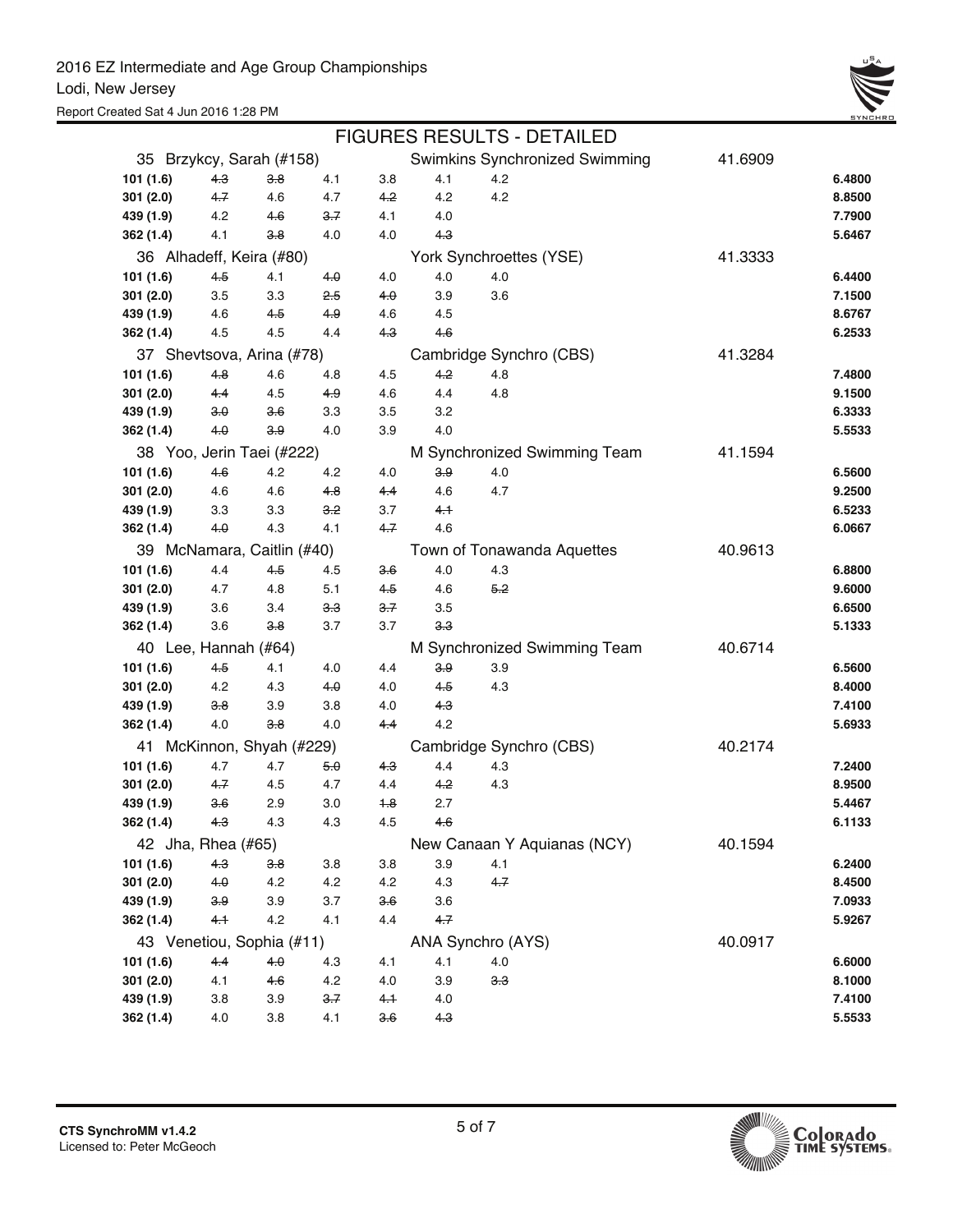# FIGURES RESULTS - DETAILED

### 35 Brzykcy, Sarah (#158) — Swimkins Synchronized Swimming — 41.6909

| Figure | | | | | | | Score |
|---|---|---|---|---|---|---|---|
| 101 (1.6) | ~~4.3~~ | ~~3.8~~ | 4.1 | 3.8 | 4.1 | 4.2 | 6.4800 |
| 301 (2.0) | ~~4.7~~ | 4.6 | 4.7 | ~~4.2~~ | 4.2 | 4.2 | 8.8500 |
| 439 (1.9) | 4.2 | ~~4.6~~ | ~~3.7~~ | 4.1 | 4.0 | | 7.7900 |
| 362 (1.4) | 4.1 | ~~3.8~~ | 4.0 | 4.0 | ~~4.3~~ | | 5.6467 |

### 36 Alhadeff, Keira (#80) — York Synchroettes (YSE) — 41.3333

| Figure | | | | | | | Score |
|---|---|---|---|---|---|---|---|
| 101 (1.6) | ~~4.5~~ | 4.1 | ~~4.0~~ | 4.0 | 4.0 | 4.0 | 6.4400 |
| 301 (2.0) | 3.5 | 3.3 | ~~2.5~~ | ~~4.0~~ | 3.9 | 3.6 | 7.1500 |
| 439 (1.9) | 4.6 | ~~4.5~~ | ~~4.9~~ | 4.6 | 4.5 | | 8.6767 |
| 362 (1.4) | 4.5 | 4.5 | 4.4 | ~~4.3~~ | ~~4.6~~ | | 6.2533 |

### 37 Shevtsova, Arina (#78) — Cambridge Synchro (CBS) — 41.3284

| Figure | | | | | | | Score |
|---|---|---|---|---|---|---|---|
| 101 (1.6) | ~~4.8~~ | 4.6 | 4.8 | 4.5 | ~~4.2~~ | 4.8 | 7.4800 |
| 301 (2.0) | ~~4.4~~ | 4.5 | ~~4.9~~ | 4.6 | 4.4 | 4.8 | 9.1500 |
| 439 (1.9) | ~~3.0~~ | ~~3.6~~ | 3.3 | 3.5 | 3.2 | | 6.3333 |
| 362 (1.4) | ~~4.0~~ | ~~3.9~~ | 4.0 | 3.9 | 4.0 | | 5.5533 |

### 38 Yoo, Jerin Taei (#222) — M Synchronized Swimming Team — 41.1594

| Figure | | | | | | | Score |
|---|---|---|---|---|---|---|---|
| 101 (1.6) | ~~4.6~~ | 4.2 | 4.2 | 4.0 | ~~3.9~~ | 4.0 | 6.5600 |
| 301 (2.0) | 4.6 | 4.6 | ~~4.8~~ | ~~4.4~~ | 4.6 | 4.7 | 9.2500 |
| 439 (1.9) | 3.3 | 3.3 | ~~3.2~~ | 3.7 | ~~4.1~~ | | 6.5233 |
| 362 (1.4) | ~~4.0~~ | 4.3 | 4.1 | ~~4.7~~ | 4.6 | | 6.0667 |

### 39 McNamara, Caitlin (#40) — Town of Tonawanda Aquettes — 40.9613

| Figure | | | | | | | Score |
|---|---|---|---|---|---|---|---|
| 101 (1.6) | 4.4 | ~~4.5~~ | 4.5 | ~~3.6~~ | 4.0 | 4.3 | 6.8800 |
| 301 (2.0) | 4.7 | 4.8 | 5.1 | ~~4.5~~ | 4.6 | ~~5.2~~ | 9.6000 |
| 439 (1.9) | 3.6 | 3.4 | ~~3.3~~ | ~~3.7~~ | 3.5 | | 6.6500 |
| 362 (1.4) | 3.6 | ~~3.8~~ | 3.7 | 3.7 | ~~3.3~~ | | 5.1333 |

### 40 Lee, Hannah (#64) — M Synchronized Swimming Team — 40.6714

| Figure | | | | | | | Score |
|---|---|---|---|---|---|---|---|
| 101 (1.6) | ~~4.5~~ | 4.1 | 4.0 | 4.4 | ~~3.9~~ | 3.9 | 6.5600 |
| 301 (2.0) | 4.2 | 4.3 | ~~4.0~~ | 4.0 | ~~4.5~~ | 4.3 | 8.4000 |
| 439 (1.9) | ~~3.8~~ | 3.9 | 3.8 | 4.0 | ~~4.3~~ | | 7.4100 |
| 362 (1.4) | 4.0 | ~~3.8~~ | 4.0 | ~~4.4~~ | 4.2 | | 5.6933 |

### 41 McKinnon, Shyah (#229) — Cambridge Synchro (CBS) — 40.2174

| Figure | | | | | | | Score |
|---|---|---|---|---|---|---|---|
| 101 (1.6) | 4.7 | 4.7 | ~~5.0~~ | ~~4.3~~ | 4.4 | 4.3 | 7.2400 |
| 301 (2.0) | ~~4.7~~ | 4.5 | 4.7 | 4.4 | ~~4.2~~ | 4.3 | 8.9500 |
| 439 (1.9) | ~~3.6~~ | 2.9 | 3.0 | ~~1.8~~ | 2.7 | | 5.4467 |
| 362 (1.4) | ~~4.3~~ | 4.3 | 4.3 | 4.5 | ~~4.6~~ | | 6.1133 |

### 42 Jha, Rhea (#65) — New Canaan Y Aquianas (NCY) — 40.1594

| Figure | | | | | | | Score |
|---|---|---|---|---|---|---|---|
| 101 (1.6) | ~~4.3~~ | ~~3.8~~ | 3.8 | 3.8 | 3.9 | 4.1 | 6.2400 |
| 301 (2.0) | ~~4.0~~ | 4.2 | 4.2 | 4.2 | 4.3 | ~~4.7~~ | 8.4500 |
| 439 (1.9) | ~~3.9~~ | 3.9 | 3.7 | ~~3.6~~ | 3.6 | | 7.0933 |
| 362 (1.4) | ~~4.1~~ | 4.2 | 4.1 | 4.4 | ~~4.7~~ | | 5.9267 |

### 43 Venetiou, Sophia (#11) — ANA Synchro (AYS) — 40.0917

| Figure | | | | | | | Score |
|---|---|---|---|---|---|---|---|
| 101 (1.6) | ~~4.4~~ | ~~4.0~~ | 4.3 | 4.1 | 4.1 | 4.0 | 6.6000 |
| 301 (2.0) | 4.1 | ~~4.6~~ | 4.2 | 4.0 | 3.9 | ~~3.3~~ | 8.1000 |
| 439 (1.9) | 3.8 | 3.9 | ~~3.7~~ | ~~4.1~~ | 4.0 | | 7.4100 |
| 362 (1.4) | 4.0 | 3.8 | 4.1 | ~~3.6~~ | ~~4.3~~ | | 5.5533 |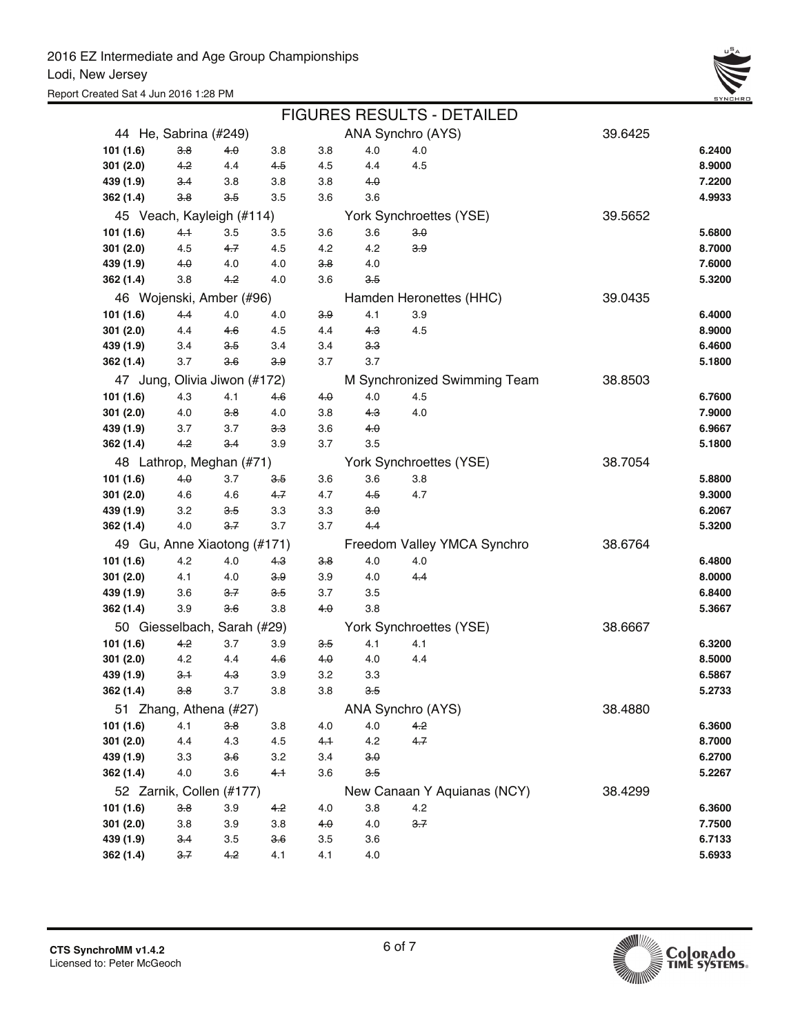## FIGURES RESULTS - DETAILED

| Place / Figure | J1 | J2 | J3 | J4 | J5 | J6 | Total / Score |
|---|---|---|---|---|---|---|---|
| **44 He, Sabrina (#249)** | | | **ANA Synchro (AYS)** | | | | **39.6425** |
| 101 (1.6) | ~~3.8~~ | ~~4.0~~ | 3.8 | 3.8 | 4.0 | 4.0 | 6.2400 |
| 301 (2.0) | ~~4.2~~ | 4.4 | ~~4.5~~ | 4.5 | 4.4 | 4.5 | 8.9000 |
| 439 (1.9) | ~~3.4~~ | 3.8 | 3.8 | 3.8 | ~~4.0~~ | | 7.2200 |
| 362 (1.4) | ~~3.8~~ | ~~3.5~~ | 3.5 | 3.6 | 3.6 | | 4.9933 |
| **45 Veach, Kayleigh (#114)** | | | **York Synchroettes (YSE)** | | | | **39.5652** |
| 101 (1.6) | ~~4.1~~ | 3.5 | 3.5 | 3.6 | 3.6 | ~~3.0~~ | 5.6800 |
| 301 (2.0) | 4.5 | ~~4.7~~ | 4.5 | 4.2 | 4.2 | ~~3.9~~ | 8.7000 |
| 439 (1.9) | ~~4.0~~ | 4.0 | 4.0 | ~~3.8~~ | 4.0 | | 7.6000 |
| 362 (1.4) | 3.8 | ~~4.2~~ | 4.0 | 3.6 | ~~3.5~~ | | 5.3200 |
| **46 Wojenski, Amber (#96)** | | | **Hamden Heronettes (HHC)** | | | | **39.0435** |
| 101 (1.6) | ~~4.4~~ | 4.0 | 4.0 | ~~3.9~~ | 4.1 | 3.9 | 6.4000 |
| 301 (2.0) | 4.4 | ~~4.6~~ | 4.5 | 4.4 | ~~4.3~~ | 4.5 | 8.9000 |
| 439 (1.9) | 3.4 | ~~3.5~~ | 3.4 | 3.4 | ~~3.3~~ | | 6.4600 |
| 362 (1.4) | 3.7 | ~~3.6~~ | ~~3.9~~ | 3.7 | 3.7 | | 5.1800 |
| **47 Jung, Olivia Jiwon (#172)** | | | **M Synchronized Swimming Team** | | | | **38.8503** |
| 101 (1.6) | 4.3 | 4.1 | ~~4.6~~ | ~~4.0~~ | 4.0 | 4.5 | 6.7600 |
| 301 (2.0) | 4.0 | ~~3.8~~ | 4.0 | 3.8 | ~~4.3~~ | 4.0 | 7.9000 |
| 439 (1.9) | 3.7 | 3.7 | ~~3.3~~ | 3.6 | ~~4.0~~ | | 6.9667 |
| 362 (1.4) | ~~4.2~~ | ~~3.4~~ | 3.9 | 3.7 | 3.5 | | 5.1800 |
| **48 Lathrop, Meghan (#71)** | | | **York Synchroettes (YSE)** | | | | **38.7054** |
| 101 (1.6) | ~~4.0~~ | 3.7 | ~~3.5~~ | 3.6 | 3.6 | 3.8 | 5.8800 |
| 301 (2.0) | 4.6 | 4.6 | ~~4.7~~ | 4.7 | ~~4.5~~ | 4.7 | 9.3000 |
| 439 (1.9) | 3.2 | ~~3.5~~ | 3.3 | 3.3 | ~~3.0~~ | | 6.2067 |
| 362 (1.4) | 4.0 | ~~3.7~~ | 3.7 | 3.7 | ~~4.4~~ | | 5.3200 |
| **49 Gu, Anne Xiaotong (#171)** | | | **Freedom Valley YMCA Synchro** | | | | **38.6764** |
| 101 (1.6) | 4.2 | 4.0 | ~~4.3~~ | ~~3.8~~ | 4.0 | 4.0 | 6.4800 |
| 301 (2.0) | 4.1 | 4.0 | ~~3.9~~ | 3.9 | 4.0 | ~~4.4~~ | 8.0000 |
| 439 (1.9) | 3.6 | ~~3.7~~ | ~~3.5~~ | 3.7 | 3.5 | | 6.8400 |
| 362 (1.4) | 3.9 | ~~3.6~~ | 3.8 | ~~4.0~~ | 3.8 | | 5.3667 |
| **50 Giesselbach, Sarah (#29)** | | | **York Synchroettes (YSE)** | | | | **38.6667** |
| 101 (1.6) | ~~4.2~~ | 3.7 | 3.9 | ~~3.5~~ | 4.1 | 4.1 | 6.3200 |
| 301 (2.0) | 4.2 | 4.4 | ~~4.6~~ | ~~4.0~~ | 4.0 | 4.4 | 8.5000 |
| 439 (1.9) | ~~3.1~~ | ~~4.3~~ | 3.9 | 3.2 | 3.3 | | 6.5867 |
| 362 (1.4) | ~~3.8~~ | 3.7 | 3.8 | 3.8 | ~~3.5~~ | | 5.2733 |
| **51 Zhang, Athena (#27)** | | | **ANA Synchro (AYS)** | | | | **38.4880** |
| 101 (1.6) | 4.1 | ~~3.8~~ | 3.8 | 4.0 | 4.0 | ~~4.2~~ | 6.3600 |
| 301 (2.0) | 4.4 | 4.3 | 4.5 | ~~4.1~~ | 4.2 | ~~4.7~~ | 8.7000 |
| 439 (1.9) | 3.3 | ~~3.6~~ | 3.2 | 3.4 | ~~3.0~~ | | 6.2700 |
| 362 (1.4) | 4.0 | 3.6 | ~~4.1~~ | 3.6 | ~~3.5~~ | | 5.2267 |
| **52 Zarnik, Collen (#177)** | | | **New Canaan Y Aquianas (NCY)** | | | | **38.4299** |
| 101 (1.6) | ~~3.8~~ | 3.9 | ~~4.2~~ | 4.0 | 3.8 | 4.2 | 6.3600 |
| 301 (2.0) | 3.8 | 3.9 | 3.8 | ~~4.0~~ | 4.0 | ~~3.7~~ | 7.7500 |
| 439 (1.9) | ~~3.4~~ | 3.5 | ~~3.6~~ | 3.5 | 3.6 | | 6.7133 |
| 362 (1.4) | ~~3.7~~ | ~~4.2~~ | 4.1 | 4.1 | 4.0 | | 5.6933 |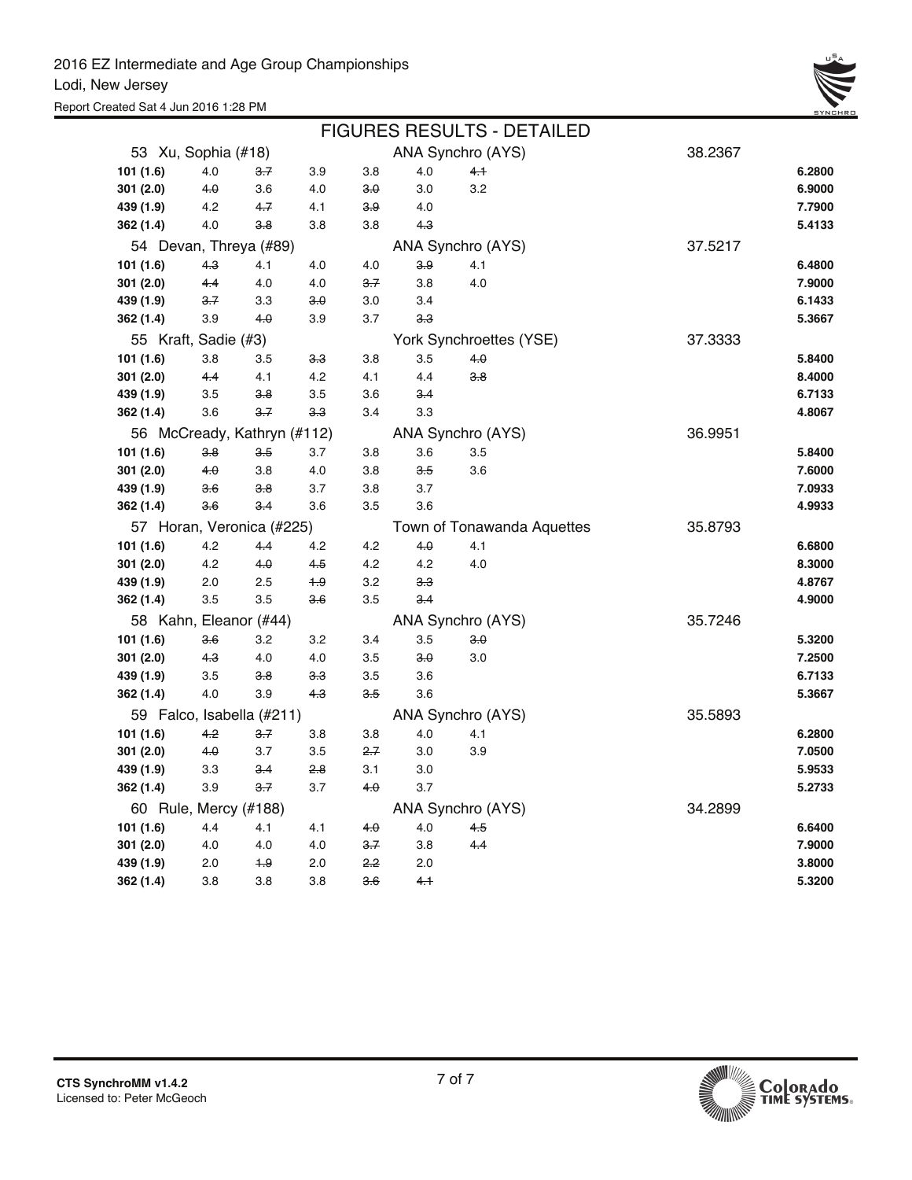## FIGURES RESULTS - DETAILED

| Figure | | | | | | | | Score |
|---|---|---|---|---|---|---|---|---|
| **53 Xu, Sophia (#18)** | | | | ANA Synchro (AYS) | | | 38.2367 | |
| **101 (1.6)** | 4.0 | ~~3.7~~ | 3.9 | 3.8 | 4.0 | ~~4.1~~ | | **6.2800** |
| **301 (2.0)** | ~~4.0~~ | 3.6 | 4.0 | ~~3.0~~ | 3.0 | 3.2 | | **6.9000** |
| **439 (1.9)** | 4.2 | ~~4.7~~ | 4.1 | ~~3.9~~ | 4.0 | | | **7.7900** |
| **362 (1.4)** | 4.0 | ~~3.8~~ | 3.8 | 3.8 | ~~4.3~~ | | | **5.4133** |
| **54 Devan, Threya (#89)** | | | | ANA Synchro (AYS) | | | 37.5217 | |
| **101 (1.6)** | ~~4.3~~ | 4.1 | 4.0 | 4.0 | ~~3.9~~ | 4.1 | | **6.4800** |
| **301 (2.0)** | ~~4.4~~ | 4.0 | 4.0 | ~~3.7~~ | 3.8 | 4.0 | | **7.9000** |
| **439 (1.9)** | ~~3.7~~ | 3.3 | ~~3.0~~ | 3.0 | 3.4 | | | **6.1433** |
| **362 (1.4)** | 3.9 | ~~4.0~~ | 3.9 | 3.7 | ~~3.3~~ | | | **5.3667** |
| **55 Kraft, Sadie (#3)** | | | | York Synchroettes (YSE) | | | 37.3333 | |
| **101 (1.6)** | 3.8 | 3.5 | ~~3.3~~ | 3.8 | 3.5 | ~~4.0~~ | | **5.8400** |
| **301 (2.0)** | ~~4.4~~ | 4.1 | 4.2 | 4.1 | 4.4 | ~~3.8~~ | | **8.4000** |
| **439 (1.9)** | 3.5 | ~~3.8~~ | 3.5 | 3.6 | ~~3.4~~ | | | **6.7133** |
| **362 (1.4)** | 3.6 | ~~3.7~~ | ~~3.3~~ | 3.4 | 3.3 | | | **4.8067** |
| **56 McCready, Kathryn (#112)** | | | | ANA Synchro (AYS) | | | 36.9951 | |
| **101 (1.6)** | ~~3.8~~ | ~~3.5~~ | 3.7 | 3.8 | 3.6 | 3.5 | | **5.8400** |
| **301 (2.0)** | ~~4.0~~ | 3.8 | 4.0 | 3.8 | ~~3.5~~ | 3.6 | | **7.6000** |
| **439 (1.9)** | ~~3.6~~ | ~~3.8~~ | 3.7 | 3.8 | 3.7 | | | **7.0933** |
| **362 (1.4)** | ~~3.6~~ | ~~3.4~~ | 3.6 | 3.5 | 3.6 | | | **4.9933** |
| **57 Horan, Veronica (#225)** | | | | Town of Tonawanda Aquettes | | | 35.8793 | |
| **101 (1.6)** | 4.2 | ~~4.4~~ | 4.2 | 4.2 | ~~4.0~~ | 4.1 | | **6.6800** |
| **301 (2.0)** | 4.2 | ~~4.0~~ | ~~4.5~~ | 4.2 | 4.2 | 4.0 | | **8.3000** |
| **439 (1.9)** | 2.0 | 2.5 | ~~1.9~~ | 3.2 | ~~3.3~~ | | | **4.8767** |
| **362 (1.4)** | 3.5 | 3.5 | ~~3.6~~ | 3.5 | ~~3.4~~ | | | **4.9000** |
| **58 Kahn, Eleanor (#44)** | | | | ANA Synchro (AYS) | | | 35.7246 | |
| **101 (1.6)** | ~~3.6~~ | 3.2 | 3.2 | 3.4 | 3.5 | ~~3.0~~ | | **5.3200** |
| **301 (2.0)** | ~~4.3~~ | 4.0 | 4.0 | 3.5 | ~~3.0~~ | 3.0 | | **7.2500** |
| **439 (1.9)** | 3.5 | ~~3.8~~ | ~~3.3~~ | 3.5 | 3.6 | | | **6.7133** |
| **362 (1.4)** | 4.0 | 3.9 | ~~4.3~~ | ~~3.5~~ | 3.6 | | | **5.3667** |
| **59 Falco, Isabella (#211)** | | | | ANA Synchro (AYS) | | | 35.5893 | |
| **101 (1.6)** | ~~4.2~~ | ~~3.7~~ | 3.8 | 3.8 | 4.0 | 4.1 | | **6.2800** |
| **301 (2.0)** | ~~4.0~~ | 3.7 | 3.5 | ~~2.7~~ | 3.0 | 3.9 | | **7.0500** |
| **439 (1.9)** | 3.3 | ~~3.4~~ | ~~2.8~~ | 3.1 | 3.0 | | | **5.9533** |
| **362 (1.4)** | 3.9 | ~~3.7~~ | 3.7 | ~~4.0~~ | 3.7 | | | **5.2733** |
| **60 Rule, Mercy (#188)** | | | | ANA Synchro (AYS) | | | 34.2899 | |
| **101 (1.6)** | 4.4 | 4.1 | 4.1 | ~~4.0~~ | 4.0 | ~~4.5~~ | | **6.6400** |
| **301 (2.0)** | 4.0 | 4.0 | 4.0 | ~~3.7~~ | 3.8 | ~~4.4~~ | | **7.9000** |
| **439 (1.9)** | 2.0 | ~~1.9~~ | 2.0 | ~~2.2~~ | 2.0 | | | **3.8000** |
| **362 (1.4)** | 3.8 | 3.8 | 3.8 | ~~3.6~~ | ~~4.1~~ | | | **5.3200** |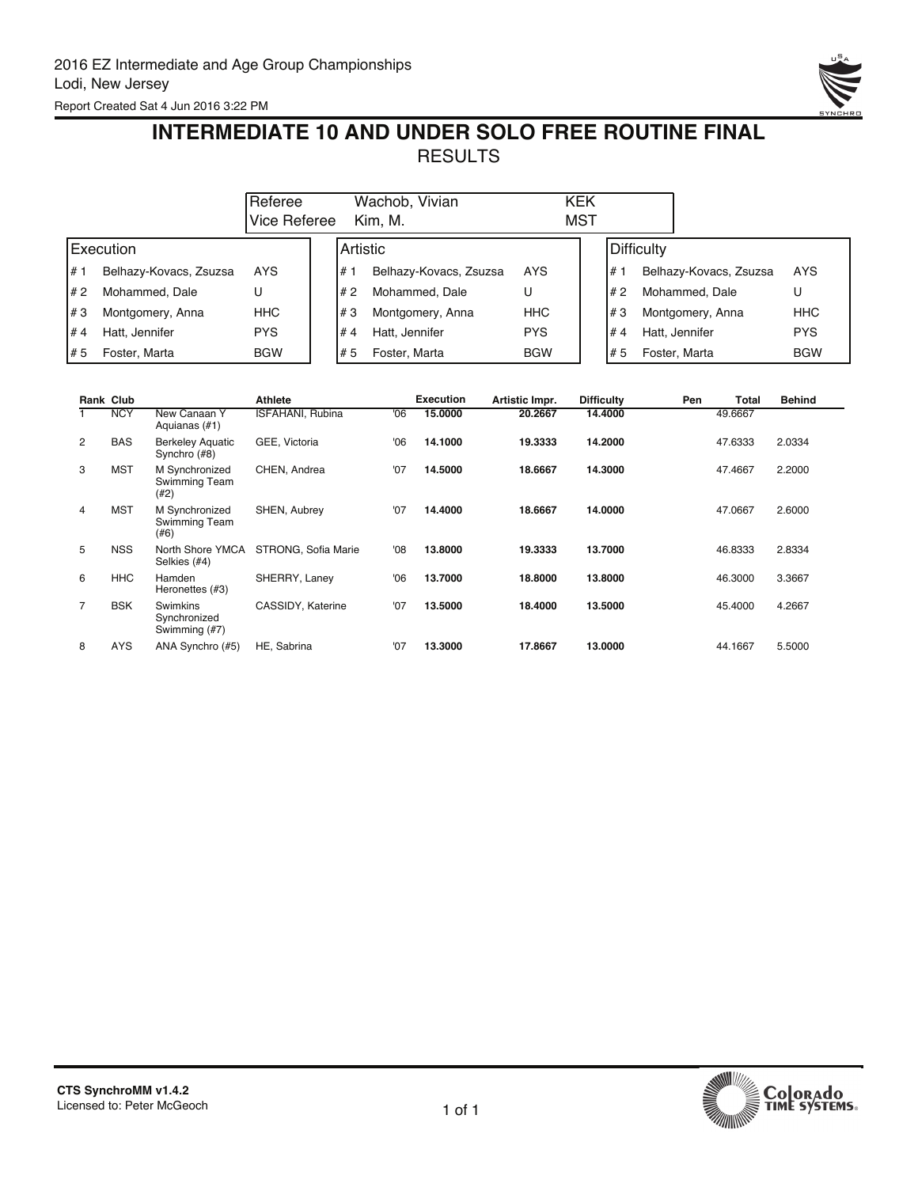2016 EZ Intermediate and Age Group Championships
Lodi, New Jersey
Report Created Sat 4 Jun 2016 3:22 PM

# INTERMEDIATE 10 AND UNDER SOLO FREE ROUTINE FINAL

## RESULTS

| | | |
|---|---|---|
| Referee | Wachob, Vivian | KEK |
| Vice Referee | Kim, M. | MST |

| Execution | | | Artistic | | | Difficulty | | |
|---|---|---|---|---|---|---|---|---|
| # 1 | Belhazy-Kovacs, Zsuzsa | AYS | # 1 | Belhazy-Kovacs, Zsuzsa | AYS | # 1 | Belhazy-Kovacs, Zsuzsa | AYS |
| # 2 | Mohammed, Dale | U | # 2 | Mohammed, Dale | U | # 2 | Mohammed, Dale | U |
| # 3 | Montgomery, Anna | HHC | # 3 | Montgomery, Anna | HHC | # 3 | Montgomery, Anna | HHC |
| # 4 | Hatt, Jennifer | PYS | # 4 | Hatt, Jennifer | PYS | # 4 | Hatt, Jennifer | PYS |
| # 5 | Foster, Marta | BGW | # 5 | Foster, Marta | BGW | # 5 | Foster, Marta | BGW |

| Rank | Club | | Athlete | | Execution | Artistic Impr. | Difficulty | Pen | Total | Behind |
|---|---|---|---|---|---|---|---|---|---|---|
| 1 | NCY | New Canaan Y Aquianas (#1) | ISFAHANI, Rubina | '06 | **15.0000** | **20.2667** | **14.4000** | | 49.6667 | |
| 2 | BAS | Berkeley Aquatic Synchro (#8) | GEE, Victoria | '06 | **14.1000** | **19.3333** | **14.2000** | | 47.6333 | 2.0334 |
| 3 | MST | M Synchronized Swimming Team (#2) | CHEN, Andrea | '07 | **14.5000** | **18.6667** | **14.3000** | | 47.4667 | 2.2000 |
| 4 | MST | M Synchronized Swimming Team (#6) | SHEN, Aubrey | '07 | **14.4000** | **18.6667** | **14.0000** | | 47.0667 | 2.6000 |
| 5 | NSS | North Shore YMCA Selkies (#4) | STRONG, Sofia Marie | '08 | **13.8000** | **19.3333** | **13.7000** | | 46.8333 | 2.8334 |
| 6 | HHC | Hamden Heronettes (#3) | SHERRY, Laney | '06 | **13.7000** | **18.8000** | **13.8000** | | 46.3000 | 3.3667 |
| 7 | BSK | Swimkins Synchronized Swimming (#7) | CASSIDY, Katerine | '07 | **13.5000** | **18.4000** | **13.5000** | | 45.4000 | 4.2667 |
| 8 | AYS | ANA Synchro (#5) | HE, Sabrina | '07 | **13.3000** | **17.8667** | **13.0000** | | 44.1667 | 5.5000 |

CTS SynchroMM v1.4.2
Licensed to: Peter McGeoch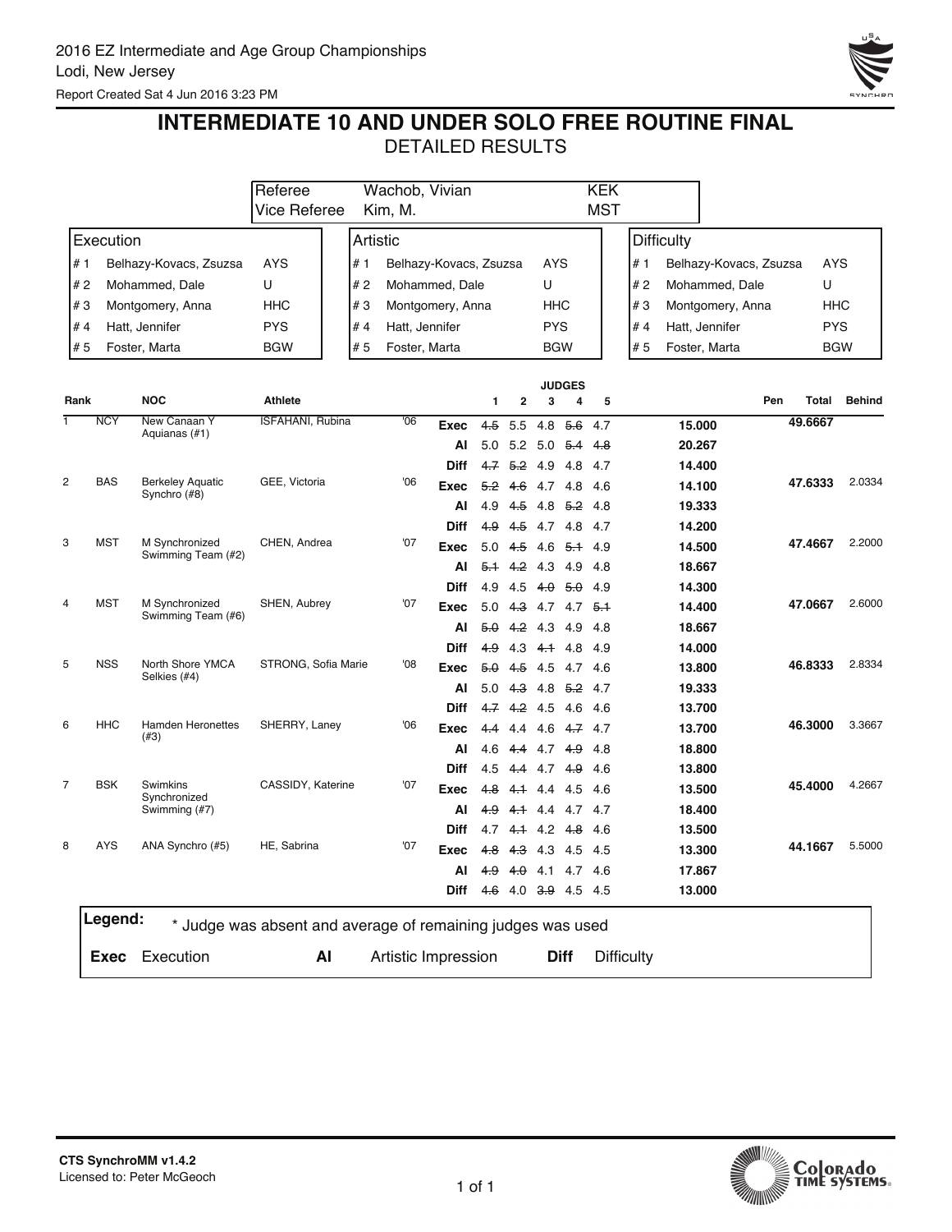2016 EZ Intermediate and Age Group Championships
Lodi, New Jersey
Report Created Sat 4 Jun 2016 3:23 PM

# INTERMEDIATE 10 AND UNDER SOLO FREE ROUTINE FINAL

## DETAILED RESULTS

| | | |
|---|---|---|
| Referee | Wachob, Vivian | KEK |
| Vice Referee | Kim, M. | MST |

| Execution | | | Artistic | | | Difficulty | | |
|---|---|---|---|---|---|---|---|---|
| # 1 | Belhazy-Kovacs, Zsuzsa | AYS | # 1 | Belhazy-Kovacs, Zsuzsa | AYS | # 1 | Belhazy-Kovacs, Zsuzsa | AYS |
| # 2 | Mohammed, Dale | U | # 2 | Mohammed, Dale | U | # 2 | Mohammed, Dale | U |
| # 3 | Montgomery, Anna | HHC | # 3 | Montgomery, Anna | HHC | # 3 | Montgomery, Anna | HHC |
| # 4 | Hatt, Jennifer | PYS | # 4 | Hatt, Jennifer | PYS | # 4 | Hatt, Jennifer | PYS |
| # 5 | Foster, Marta | BGW | # 5 | Foster, Marta | BGW | # 5 | Foster, Marta | BGW |

| Rank | NOC | | Athlete | | | Judge 1 | Judge 2 | Judge 3 | Judge 4 | Judge 5 | | Pen | Total | Behind |
|---|---|---|---|---|---|---|---|---|---|---|---|---|---|---|
| 1 | NCY | New Canaan Y Aquianas (#1) | ISFAHANI, Rubina | '06 | Exec | ~~4.5~~ | 5.5 | 4.8 | ~~5.6~~ | 4.7 | 15.000 | | 49.6667 | |
| | | | | | AI | 5.0 | 5.2 | 5.0 | ~~5.4~~ | ~~4.8~~ | 20.267 | | | |
| | | | | | Diff | ~~4.7~~ | ~~5.2~~ | 4.9 | 4.8 | 4.7 | 14.400 | | | |
| 2 | BAS | Berkeley Aquatic Synchro (#8) | GEE, Victoria | '06 | Exec | ~~5.2~~ | ~~4.6~~ | 4.7 | 4.8 | 4.6 | 14.100 | | 47.6333 | 2.0334 |
| | | | | | AI | 4.9 | ~~4.5~~ | 4.8 | ~~5.2~~ | 4.8 | 19.333 | | | |
| | | | | | Diff | ~~4.9~~ | ~~4.5~~ | 4.7 | 4.8 | 4.7 | 14.200 | | | |
| 3 | MST | M Synchronized Swimming Team (#2) | CHEN, Andrea | '07 | Exec | 5.0 | ~~4.5~~ | 4.6 | ~~5.1~~ | 4.9 | 14.500 | | 47.4667 | 2.2000 |
| | | | | | AI | ~~5.1~~ | ~~4.2~~ | 4.3 | 4.9 | 4.8 | 18.667 | | | |
| | | | | | Diff | 4.9 | 4.5 | ~~4.0~~ | ~~5.0~~ | 4.9 | 14.300 | | | |
| 4 | MST | M Synchronized Swimming Team (#6) | SHEN, Aubrey | '07 | Exec | 5.0 | ~~4.3~~ | 4.7 | 4.7 | ~~5.1~~ | 14.400 | | 47.0667 | 2.6000 |
| | | | | | AI | ~~5.0~~ | ~~4.2~~ | 4.3 | 4.9 | 4.8 | 18.667 | | | |
| | | | | | Diff | ~~4.9~~ | 4.3 | ~~4.1~~ | 4.8 | 4.9 | 14.000 | | | |
| 5 | NSS | North Shore YMCA Selkies (#4) | STRONG, Sofia Marie | '08 | Exec | ~~5.0~~ | ~~4.5~~ | 4.5 | 4.7 | 4.6 | 13.800 | | 46.8333 | 2.8334 |
| | | | | | AI | 5.0 | ~~4.3~~ | 4.8 | ~~5.2~~ | 4.7 | 19.333 | | | |
| | | | | | Diff | ~~4.7~~ | ~~4.2~~ | 4.5 | 4.6 | 4.6 | 13.700 | | | |
| 6 | HHC | Hamden Heronettes (#3) | SHERRY, Laney | '06 | Exec | ~~4.4~~ | 4.4 | 4.6 | ~~4.7~~ | 4.7 | 13.700 | | 46.3000 | 3.3667 |
| | | | | | AI | 4.6 | ~~4.4~~ | 4.7 | ~~4.9~~ | 4.8 | 18.800 | | | |
| | | | | | Diff | 4.5 | ~~4.4~~ | 4.7 | ~~4.9~~ | 4.6 | 13.800 | | | |
| 7 | BSK | Swimkins Synchronized Swimming (#7) | CASSIDY, Katerine | '07 | Exec | ~~4.8~~ | ~~4.1~~ | 4.4 | 4.5 | 4.6 | 13.500 | | 45.4000 | 4.2667 |
| | | | | | AI | ~~4.9~~ | ~~4.1~~ | 4.4 | 4.7 | 4.7 | 18.400 | | | |
| | | | | | Diff | 4.7 | ~~4.1~~ | 4.2 | ~~4.8~~ | 4.6 | 13.500 | | | |
| 8 | AYS | ANA Synchro (#5) | HE, Sabrina | '07 | Exec | ~~4.8~~ | ~~4.3~~ | 4.3 | 4.5 | 4.5 | 13.300 | | 44.1667 | 5.5000 |
| | | | | | AI | ~~4.9~~ | ~~4.0~~ | 4.1 | 4.7 | 4.6 | 17.867 | | | |
| | | | | | Diff | ~~4.6~~ | 4.0 | ~~3.9~~ | 4.5 | 4.5 | 13.000 | | | |

**Legend:** * Judge was absent and average of remaining judges was used

**Exec** Execution **AI** Artistic Impression **Diff** Difficulty

CTS SynchroMM v1.4.2
Licensed to: Peter McGeoch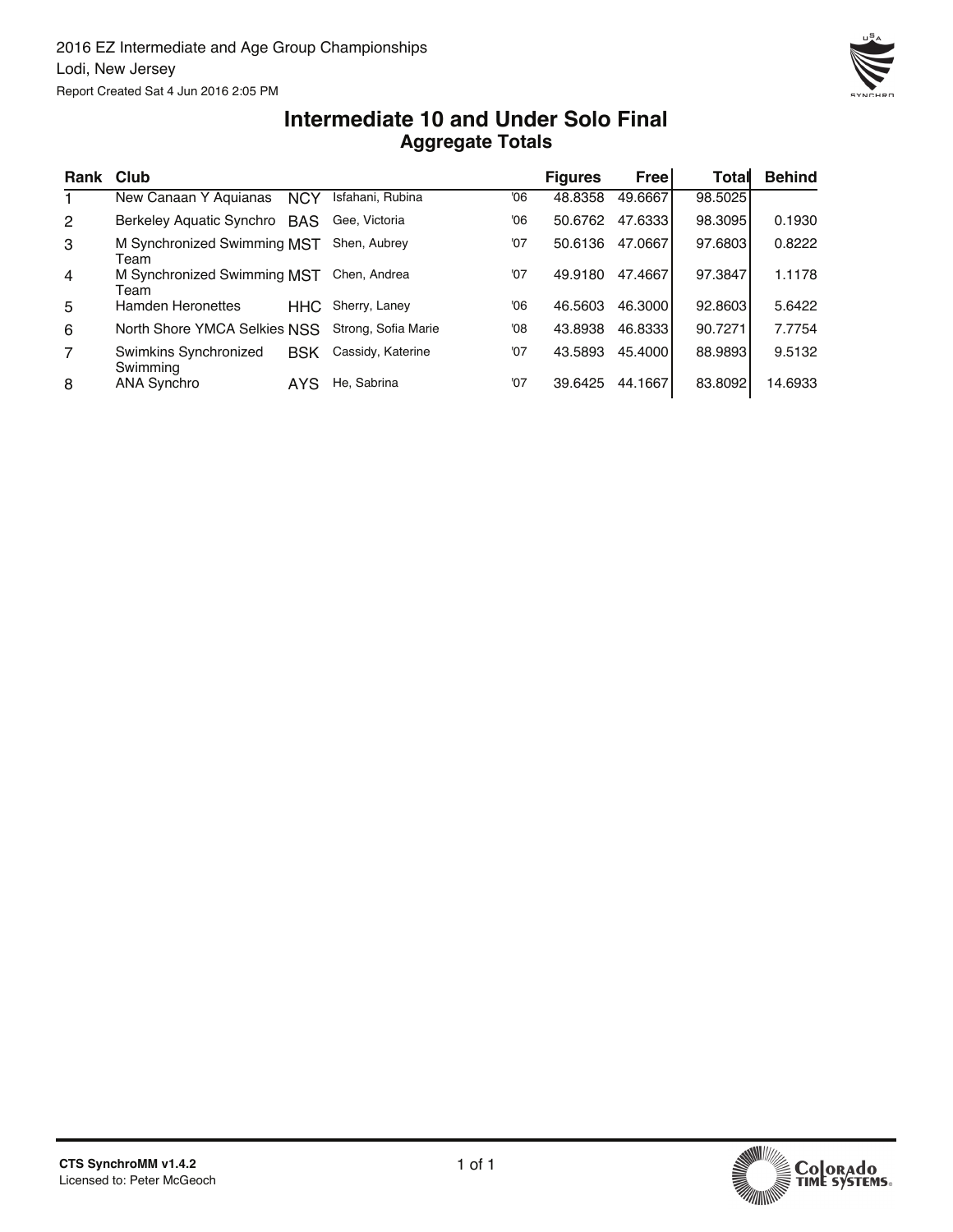2016 EZ Intermediate and Age Group Championships

Lodi, New Jersey

Report Created Sat 4 Jun 2016 2:05 PM

# Intermediate 10 and Under Solo Final

## Aggregate Totals

| Rank | Club | | | | Figures | Free | Total | Behind |
|---|---|---|---|---|---|---|---|---|
| 1 | New Canaan Y Aquianas | NCY | Isfahani, Rubina | '06 | 48.8358 | 49.6667 | 98.5025 | |
| 2 | Berkeley Aquatic Synchro | BAS | Gee, Victoria | '06 | 50.6762 | 47.6333 | 98.3095 | 0.1930 |
| 3 | M Synchronized Swimming Team | MST | Shen, Aubrey | '07 | 50.6136 | 47.0667 | 97.6803 | 0.8222 |
| 4 | M Synchronized Swimming Team | MST | Chen, Andrea | '07 | 49.9180 | 47.4667 | 97.3847 | 1.1178 |
| 5 | Hamden Heronettes | HHC | Sherry, Laney | '06 | 46.5603 | 46.3000 | 92.8603 | 5.6422 |
| 6 | North Shore YMCA Selkies | NSS | Strong, Sofia Marie | '08 | 43.8938 | 46.8333 | 90.7271 | 7.7754 |
| 7 | Swimkins Synchronized Swimming | BSK | Cassidy, Katerine | '07 | 43.5893 | 45.4000 | 88.9893 | 9.5132 |
| 8 | ANA Synchro | AYS | He, Sabrina | '07 | 39.6425 | 44.1667 | 83.8092 | 14.6933 |

CTS SynchroMM v1.4.2

Licensed to: Peter McGeoch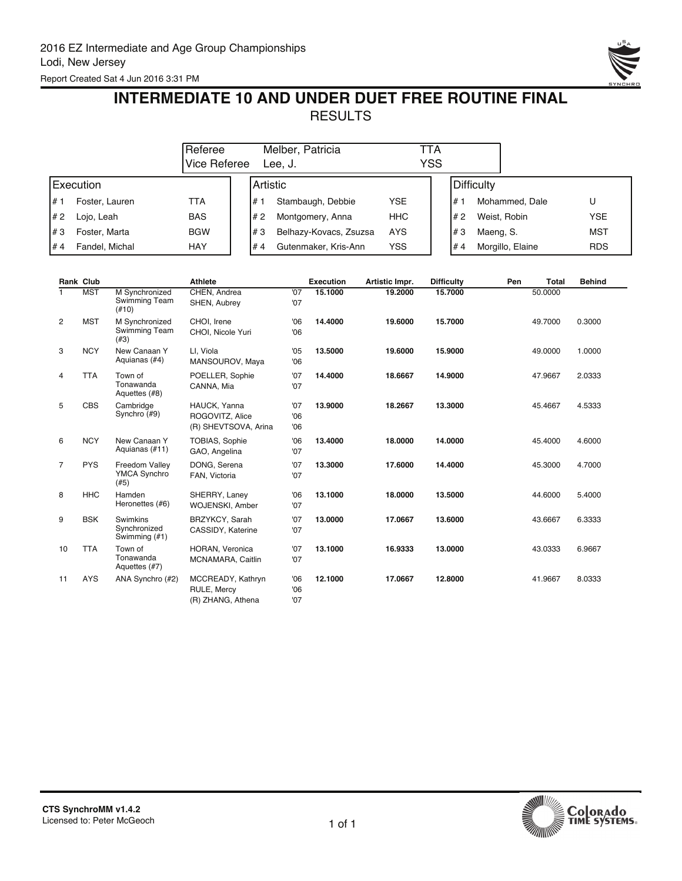2016 EZ Intermediate and Age Group Championships
Lodi, New Jersey
Report Created Sat 4 Jun 2016 3:31 PM

# INTERMEDIATE 10 AND UNDER DUET FREE ROUTINE FINAL

## RESULTS

| | | |
|---|---|---|
| Referee | Melber, Patricia | TTA |
| Vice Referee | Lee, J. | YSS |

| Execution | | | Artistic | | | Difficulty | | |
|---|---|---|---|---|---|---|---|---|
| # 1 | Foster, Lauren | TTA | # 1 | Stambaugh, Debbie | YSE | # 1 | Mohammed, Dale | U |
| # 2 | Lojo, Leah | BAS | # 2 | Montgomery, Anna | HHC | # 2 | Weist, Robin | YSE |
| # 3 | Foster, Marta | BGW | # 3 | Belhazy-Kovacs, Zsuzsa | AYS | # 3 | Maeng, S. | MST |
| # 4 | Fandel, Michal | HAY | # 4 | Gutenmaker, Kris-Ann | YSS | # 4 | Morgillo, Elaine | RDS |

| Rank | Club | | Athlete | | Execution | Artistic Impr. | Difficulty | Pen | Total | Behind |
|---|---|---|---|---|---|---|---|---|---|---|
| 1 | MST | M Synchronized Swimming Team (#10) | CHEN, Andrea<br>SHEN, Aubrey | '07<br>'07 | 15.1000 | 19.2000 | 15.7000 | | 50.0000 | |
| 2 | MST | M Synchronized Swimming Team (#3) | CHOI, Irene<br>CHOI, Nicole Yuri | '06<br>'06 | 14.4000 | 19.6000 | 15.7000 | | 49.7000 | 0.3000 |
| 3 | NCY | New Canaan Y Aquianas (#4) | LI, Viola<br>MANSOUROV, Maya | '05<br>'06 | 13.5000 | 19.6000 | 15.9000 | | 49.0000 | 1.0000 |
| 4 | TTA | Town of Tonawanda Aquettes (#8) | POELLER, Sophie<br>CANNA, Mia | '07<br>'07 | 14.4000 | 18.6667 | 14.9000 | | 47.9667 | 2.0333 |
| 5 | CBS | Cambridge Synchro (#9) | HAUCK, Yanna<br>ROGOVITZ, Alice<br>(R) SHEVTSOVA, Arina | '07<br>'06<br>'06 | 13.9000 | 18.2667 | 13.3000 | | 45.4667 | 4.5333 |
| 6 | NCY | New Canaan Y Aquianas (#11) | TOBIAS, Sophie<br>GAO, Angelina | '06<br>'07 | 13.4000 | 18.0000 | 14.0000 | | 45.4000 | 4.6000 |
| 7 | PYS | Freedom Valley YMCA Synchro (#5) | DONG, Serena<br>FAN, Victoria | '07<br>'07 | 13.3000 | 17.6000 | 14.4000 | | 45.3000 | 4.7000 |
| 8 | HHC | Hamden Heronettes (#6) | SHERRY, Laney<br>WOJENSKI, Amber | '06<br>'07 | 13.1000 | 18.0000 | 13.5000 | | 44.6000 | 5.4000 |
| 9 | BSK | Swimkins Synchronized Swimming (#1) | BRZYKCY, Sarah<br>CASSIDY, Katerine | '07<br>'07 | 13.0000 | 17.0667 | 13.6000 | | 43.6667 | 6.3333 |
| 10 | TTA | Town of Tonawanda Aquettes (#7) | HORAN, Veronica<br>MCNAMARA, Caitlin | '07<br>'07 | 13.1000 | 16.9333 | 13.0000 | | 43.0333 | 6.9667 |
| 11 | AYS | ANA Synchro (#2) | MCCREADY, Kathryn<br>RULE, Mercy<br>(R) ZHANG, Athena | '06<br>'06<br>'07 | 12.1000 | 17.0667 | 12.8000 | | 41.9667 | 8.0333 |

CTS SynchroMM v1.4.2
Licensed to: Peter McGeoch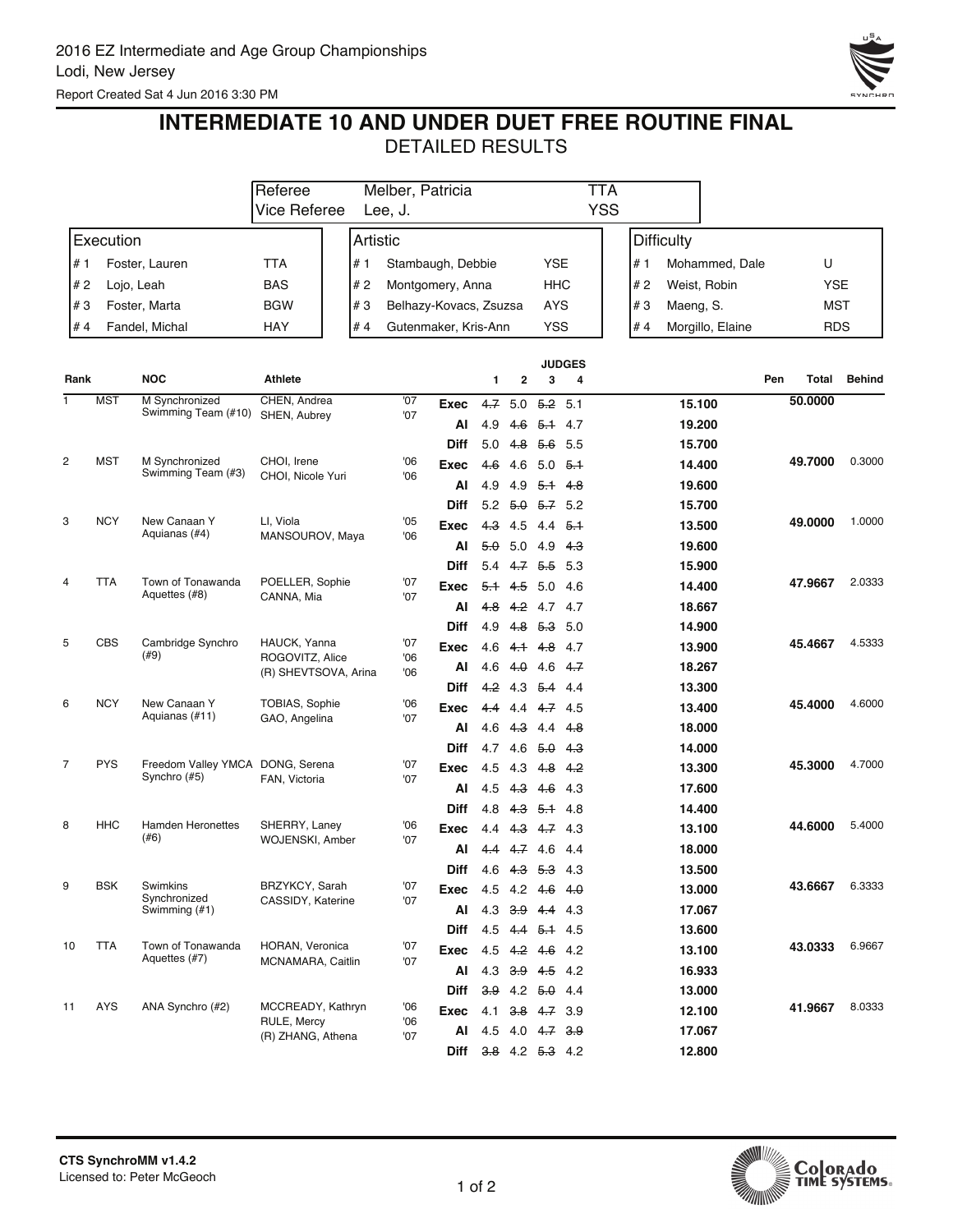2016 EZ Intermediate and Age Group Championships
Lodi, New Jersey
Report Created Sat 4 Jun 2016 3:30 PM

# INTERMEDIATE 10 AND UNDER DUET FREE ROUTINE FINAL

## DETAILED RESULTS

| | | |
|---|---|---|
| Referee | Melber, Patricia | TTA |
| Vice Referee | Lee, J. | YSS |

| Execution | | | Artistic | | | Difficulty | | |
|---|---|---|---|---|---|---|---|---|
| # 1 | Foster, Lauren | TTA | # 1 | Stambaugh, Debbie | YSE | # 1 | Mohammed, Dale | U |
| # 2 | Lojo, Leah | BAS | # 2 | Montgomery, Anna | HHC | # 2 | Weist, Robin | YSE |
| # 3 | Foster, Marta | BGW | # 3 | Belhazy-Kovacs, Zsuzsa | AYS | # 3 | Maeng, S. | MST |
| # 4 | Fandel, Michal | HAY | # 4 | Gutenmaker, Kris-Ann | YSS | # 4 | Morgillo, Elaine | RDS |

| Rank | NOC | | Athlete | | | Judge 1 | Judge 2 | Judge 3 | Judge 4 | | Pen | Total | Behind |
|---|---|---|---|---|---|---|---|---|---|---|---|---|---|
| 1 | MST | M Synchronized Swimming Team (#10) | CHEN, Andrea<br>SHEN, Aubrey | '07<br>'07 | Exec | ~~4.7~~ | 5.0 | ~~5.2~~ | 5.1 | 15.100 | | 50.0000 | |
| | | | | | AI | 4.9 | ~~4.6~~ | ~~5.1~~ | 4.7 | 19.200 | | | |
| | | | | | Diff | 5.0 | ~~4.8~~ | ~~5.6~~ | 5.5 | 15.700 | | | |
| 2 | MST | M Synchronized Swimming Team (#3) | CHOI, Irene<br>CHOI, Nicole Yuri | '06<br>'06 | Exec | ~~4.6~~ | 4.6 | 5.0 | ~~5.1~~ | 14.400 | | 49.7000 | 0.3000 |
| | | | | | AI | 4.9 | 4.9 | ~~5.1~~ | ~~4.8~~ | 19.600 | | | |
| | | | | | Diff | 5.2 | ~~5.0~~ | ~~5.7~~ | 5.2 | 15.700 | | | |
| 3 | NCY | New Canaan Y Aquianas (#4) | LI, Viola<br>MANSOUROV, Maya | '05<br>'06 | Exec | ~~4.3~~ | 4.5 | 4.4 | ~~5.1~~ | 13.500 | | 49.0000 | 1.0000 |
| | | | | | AI | ~~5.0~~ | 5.0 | 4.9 | ~~4.3~~ | 19.600 | | | |
| | | | | | Diff | 5.4 | ~~4.7~~ | ~~5.5~~ | 5.3 | 15.900 | | | |
| 4 | TTA | Town of Tonawanda Aquettes (#8) | POELLER, Sophie<br>CANNA, Mia | '07<br>'07 | Exec | ~~5.1~~ | ~~4.5~~ | 5.0 | 4.6 | 14.400 | | 47.9667 | 2.0333 |
| | | | | | AI | ~~4.8~~ | ~~4.2~~ | 4.7 | 4.7 | 18.667 | | | |
| | | | | | Diff | 4.9 | ~~4.8~~ | ~~5.3~~ | 5.0 | 14.900 | | | |
| 5 | CBS | Cambridge Synchro (#9) | HAUCK, Yanna<br>ROGOVITZ, Alice<br>(R) SHEVTSOVA, Arina | '07<br>'06<br>'06 | Exec | 4.6 | ~~4.1~~ | ~~4.8~~ | 4.7 | 13.900 | | 45.4667 | 4.5333 |
| | | | | | AI | 4.6 | ~~4.0~~ | 4.6 | ~~4.7~~ | 18.267 | | | |
| | | | | | Diff | ~~4.2~~ | 4.3 | ~~5.4~~ | 4.4 | 13.300 | | | |
| 6 | NCY | New Canaan Y Aquianas (#11) | TOBIAS, Sophie<br>GAO, Angelina | '06<br>'07 | Exec | ~~4.4~~ | 4.4 | ~~4.7~~ | 4.5 | 13.400 | | 45.4000 | 4.6000 |
| | | | | | AI | 4.6 | ~~4.3~~ | 4.4 | ~~4.8~~ | 18.000 | | | |
| | | | | | Diff | 4.7 | 4.6 | ~~5.0~~ | ~~4.3~~ | 14.000 | | | |
| 7 | PYS | Freedom Valley YMCA Synchro (#5) | DONG, Serena<br>FAN, Victoria | '07<br>'07 | Exec | 4.5 | 4.3 | ~~4.8~~ | ~~4.2~~ | 13.300 | | 45.3000 | 4.7000 |
| | | | | | AI | 4.5 | ~~4.3~~ | ~~4.6~~ | 4.3 | 17.600 | | | |
| | | | | | Diff | 4.8 | ~~4.3~~ | ~~5.1~~ | 4.8 | 14.400 | | | |
| 8 | HHC | Hamden Heronettes (#6) | SHERRY, Laney<br>WOJENSKI, Amber | '06<br>'07 | Exec | 4.4 | ~~4.3~~ | ~~4.7~~ | 4.3 | 13.100 | | 44.6000 | 5.4000 |
| | | | | | AI | ~~4.4~~ | ~~4.7~~ | 4.6 | 4.4 | 18.000 | | | |
| | | | | | Diff | 4.6 | ~~4.3~~ | ~~5.3~~ | 4.3 | 13.500 | | | |
| 9 | BSK | Swimkins Synchronized Swimming (#1) | BRZYKCY, Sarah<br>CASSIDY, Katerine | '07<br>'07 | Exec | 4.5 | 4.2 | ~~4.6~~ | ~~4.0~~ | 13.000 | | 43.6667 | 6.3333 |
| | | | | | AI | 4.3 | ~~3.9~~ | ~~4.4~~ | 4.3 | 17.067 | | | |
| | | | | | Diff | 4.5 | ~~4.4~~ | ~~5.1~~ | 4.5 | 13.600 | | | |
| 10 | TTA | Town of Tonawanda Aquettes (#7) | HORAN, Veronica<br>MCNAMARA, Caitlin | '07<br>'07 | Exec | 4.5 | ~~4.2~~ | ~~4.6~~ | 4.2 | 13.100 | | 43.0333 | 6.9667 |
| | | | | | AI | 4.3 | ~~3.9~~ | ~~4.5~~ | 4.2 | 16.933 | | | |
| | | | | | Diff | ~~3.9~~ | 4.2 | ~~5.0~~ | 4.4 | 13.000 | | | |
| 11 | AYS | ANA Synchro (#2) | MCCREADY, Kathryn<br>RULE, Mercy<br>(R) ZHANG, Athena | '06<br>'06<br>'07 | Exec | 4.1 | ~~3.8~~ | ~~4.7~~ | 3.9 | 12.100 | | 41.9667 | 8.0333 |
| | | | | | AI | 4.5 | 4.0 | ~~4.7~~ | ~~3.9~~ | 17.067 | | | |
| | | | | | Diff | ~~3.8~~ | 4.2 | ~~5.3~~ | 4.2 | 12.800 | | | |

CTS SynchroMM v1.4.2
Licensed to: Peter McGeoch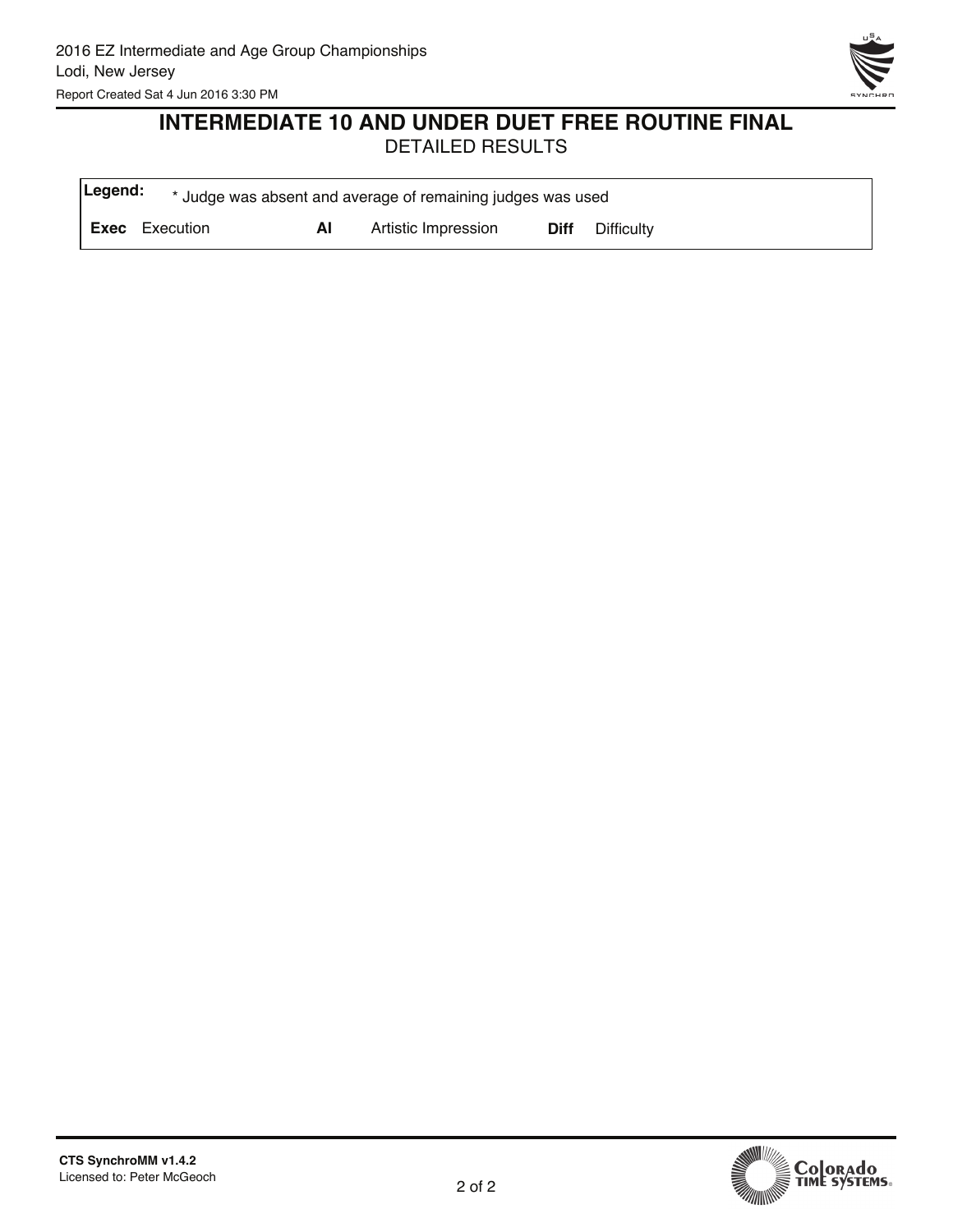# INTERMEDIATE 10 AND UNDER DUET FREE ROUTINE FINAL

DETAILED RESULTS

| **Legend:** | * Judge was absent and average of remaining judges was used | | | | |
|---|---|---|---|---|---|
| **Exec** | Execution | **AI** | Artistic Impression | **Diff** | Difficulty |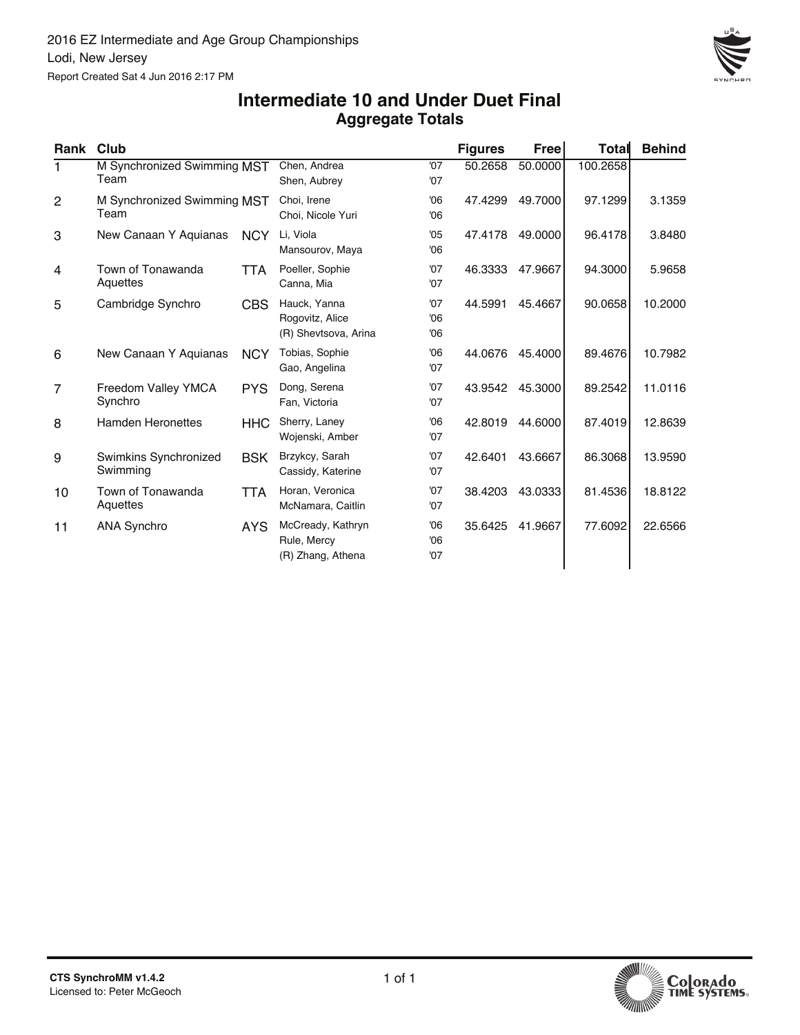2016 EZ Intermediate and Age Group Championships
Lodi, New Jersey
Report Created Sat 4 Jun 2016 2:17 PM

# Intermediate 10 and Under Duet Final
## Aggregate Totals

| Rank | Club | | Swimmers | Year | Figures | Free | Total | Behind |
|---|---|---|---|---|---|---|---|---|
| 1 | M Synchronized Swimming Team | MST | Chen, Andrea<br>Shen, Aubrey | '07<br>'07 | 50.2658 | 50.0000 | 100.2658 | |
| 2 | M Synchronized Swimming Team | MST | Choi, Irene<br>Choi, Nicole Yuri | '06<br>'06 | 47.4299 | 49.7000 | 97.1299 | 3.1359 |
| 3 | New Canaan Y Aquianas | NCY | Li, Viola<br>Mansourov, Maya | '05<br>'06 | 47.4178 | 49.0000 | 96.4178 | 3.8480 |
| 4 | Town of Tonawanda Aquettes | TTA | Poeller, Sophie<br>Canna, Mia | '07<br>'07 | 46.3333 | 47.9667 | 94.3000 | 5.9658 |
| 5 | Cambridge Synchro | CBS | Hauck, Yanna<br>Rogovitz, Alice<br>(R) Shevtsova, Arina | '07<br>'06<br>'06 | 44.5991 | 45.4667 | 90.0658 | 10.2000 |
| 6 | New Canaan Y Aquianas | NCY | Tobias, Sophie<br>Gao, Angelina | '06<br>'07 | 44.0676 | 45.4000 | 89.4676 | 10.7982 |
| 7 | Freedom Valley YMCA Synchro | PYS | Dong, Serena<br>Fan, Victoria | '07<br>'07 | 43.9542 | 45.3000 | 89.2542 | 11.0116 |
| 8 | Hamden Heronettes | HHC | Sherry, Laney<br>Wojenski, Amber | '06<br>'07 | 42.8019 | 44.6000 | 87.4019 | 12.8639 |
| 9 | Swimkins Synchronized Swimming | BSK | Brzykcy, Sarah<br>Cassidy, Katerine | '07<br>'07 | 42.6401 | 43.6667 | 86.3068 | 13.9590 |
| 10 | Town of Tonawanda Aquettes | TTA | Horan, Veronica<br>McNamara, Caitlin | '07<br>'07 | 38.4203 | 43.0333 | 81.4536 | 18.8122 |
| 11 | ANA Synchro | AYS | McCready, Kathryn<br>Rule, Mercy<br>(R) Zhang, Athena | '06<br>'06<br>'07 | 35.6425 | 41.9667 | 77.6092 | 22.6566 |

CTS SynchroMM v1.4.2
Licensed to: Peter McGeoch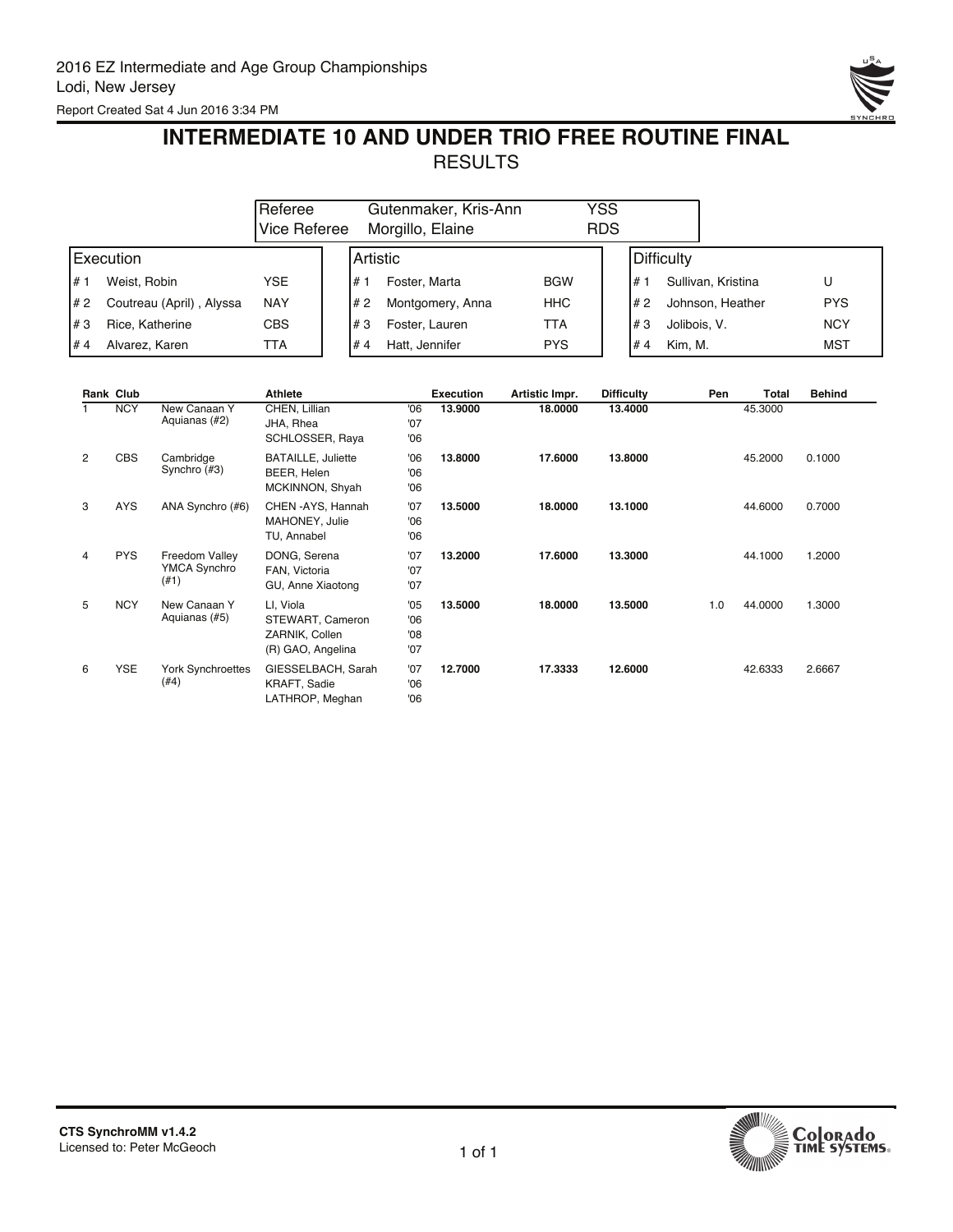2016 EZ Intermediate and Age Group Championships
Lodi, New Jersey
Report Created Sat 4 Jun 2016 3:34 PM

# INTERMEDIATE 10 AND UNDER TRIO FREE ROUTINE FINAL

## RESULTS

| | | |
|---|---|---|
| Referee | Gutenmaker, Kris-Ann | YSS |
| Vice Referee | Morgillo, Elaine | RDS |

| Execution | | | Artistic | | | Difficulty | | |
|---|---|---|---|---|---|---|---|---|
| # 1 | Weist, Robin | YSE | # 1 | Foster, Marta | BGW | # 1 | Sullivan, Kristina | U |
| # 2 | Coutreau (April) , Alyssa | NAY | # 2 | Montgomery, Anna | HHC | # 2 | Johnson, Heather | PYS |
| # 3 | Rice, Katherine | CBS | # 3 | Foster, Lauren | TTA | # 3 | Jolibois, V. | NCY |
| # 4 | Alvarez, Karen | TTA | # 4 | Hatt, Jennifer | PYS | # 4 | Kim, M. | MST |

| Rank | Club | | Athlete | | Execution | Artistic Impr. | Difficulty | Pen | Total | Behind |
|---|---|---|---|---|---|---|---|---|---|---|
| 1 | NCY | New Canaan Y Aquianas (#2) | CHEN, Lillian<br>JHA, Rhea<br>SCHLOSSER, Raya | '06<br>'07<br>'06 | **13.9000** | **18.0000** | **13.4000** | | 45.3000 | |
| 2 | CBS | Cambridge Synchro (#3) | BATAILLE, Juliette<br>BEER, Helen<br>MCKINNON, Shyah | '06<br>'06<br>'06 | **13.8000** | **17.6000** | **13.8000** | | 45.2000 | 0.1000 |
| 3 | AYS | ANA Synchro (#6) | CHEN -AYS, Hannah<br>MAHONEY, Julie<br>TU, Annabel | '07<br>'06<br>'06 | **13.5000** | **18.0000** | **13.1000** | | 44.6000 | 0.7000 |
| 4 | PYS | Freedom Valley YMCA Synchro (#1) | DONG, Serena<br>FAN, Victoria<br>GU, Anne Xiaotong | '07<br>'07<br>'07 | **13.2000** | **17.6000** | **13.3000** | | 44.1000 | 1.2000 |
| 5 | NCY | New Canaan Y Aquianas (#5) | LI, Viola<br>STEWART, Cameron<br>ZARNIK, Collen<br>(R) GAO, Angelina | '05<br>'06<br>'08<br>'07 | **13.5000** | **18.0000** | **13.5000** | 1.0 | 44.0000 | 1.3000 |
| 6 | YSE | York Synchroettes (#4) | GIESSELBACH, Sarah<br>KRAFT, Sadie<br>LATHROP, Meghan | '07<br>'06<br>'06 | **12.7000** | **17.3333** | **12.6000** | | 42.6333 | 2.6667 |

CTS SynchroMM v1.4.2
Licensed to: Peter McGeoch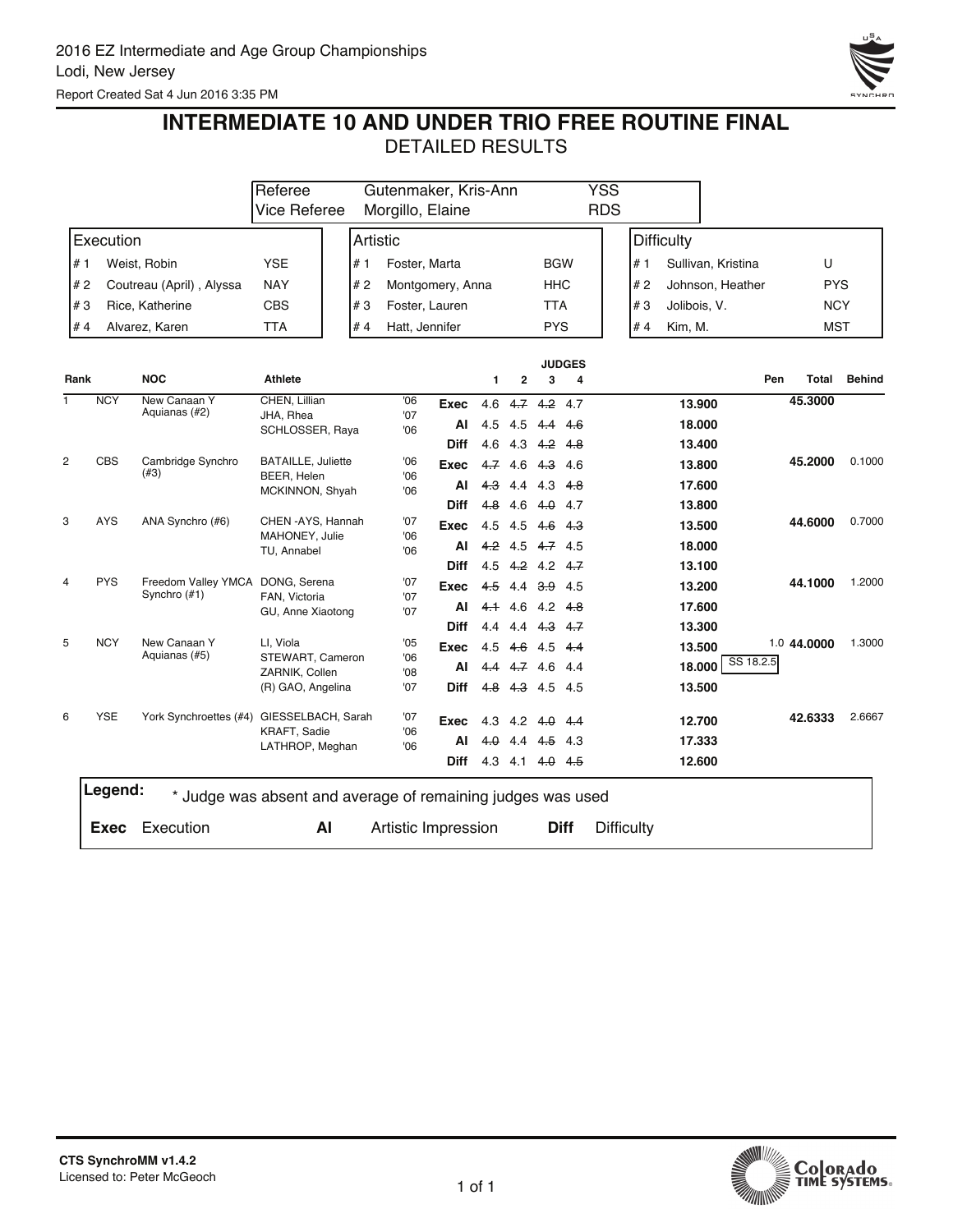2016 EZ Intermediate and Age Group Championships
Lodi, New Jersey
Report Created Sat 4 Jun 2016 3:35 PM

# INTERMEDIATE 10 AND UNDER TRIO FREE ROUTINE FINAL

## DETAILED RESULTS

| | | |
|---|---|---|
| Referee | Gutenmaker, Kris-Ann | YSS |
| Vice Referee | Morgillo, Elaine | RDS |

| Execution | | | Artistic | | | Difficulty | | |
|---|---|---|---|---|---|---|---|---|
| # 1 | Weist, Robin | YSE | # 1 | Foster, Marta | BGW | # 1 | Sullivan, Kristina | U |
| # 2 | Coutreau (April) , Alyssa | NAY | # 2 | Montgomery, Anna | HHC | # 2 | Johnson, Heather | PYS |
| # 3 | Rice, Katherine | CBS | # 3 | Foster, Lauren | TTA | # 3 | Jolibois, V. | NCY |
| # 4 | Alvarez, Karen | TTA | # 4 | Hatt, Jennifer | PYS | # 4 | Kim, M. | MST |

| Rank | | NOC | Athlete | | | Judge 1 | Judge 2 | Judge 3 | Judge 4 | | Pen | Total | Behind |
|---|---|---|---|---|---|---|---|---|---|---|---|---|---|
| 1 | NCY | New Canaan Y Aquianas (#2) | CHEN, Lillian<br>JHA, Rhea<br>SCHLOSSER, Raya | '06<br>'07<br>'06 | Exec | 4.6 | ~~4.7~~ | ~~4.2~~ | 4.7 | 13.900 | | 45.3000 | |
| | | | | | AI | 4.5 | 4.5 | ~~4.4~~ | ~~4.6~~ | 18.000 | | | |
| | | | | | Diff | 4.6 | 4.3 | ~~4.2~~ | ~~4.8~~ | 13.400 | | | |
| 2 | CBS | Cambridge Synchro (#3) | BATAILLE, Juliette<br>BEER, Helen<br>MCKINNON, Shyah | '06<br>'06<br>'06 | Exec | ~~4.7~~ | 4.6 | ~~4.3~~ | 4.6 | 13.800 | | 45.2000 | 0.1000 |
| | | | | | AI | ~~4.3~~ | 4.4 | 4.3 | ~~4.8~~ | 17.600 | | | |
| | | | | | Diff | ~~4.8~~ | 4.6 | ~~4.0~~ | 4.7 | 13.800 | | | |
| 3 | AYS | ANA Synchro (#6) | CHEN -AYS, Hannah<br>MAHONEY, Julie<br>TU, Annabel | '07<br>'06<br>'06 | Exec | 4.5 | 4.5 | ~~4.6~~ | ~~4.3~~ | 13.500 | | 44.6000 | 0.7000 |
| | | | | | AI | ~~4.2~~ | 4.5 | ~~4.7~~ | 4.5 | 18.000 | | | |
| | | | | | Diff | 4.5 | ~~4.2~~ | 4.2 | ~~4.7~~ | 13.100 | | | |
| 4 | PYS | Freedom Valley YMCA Synchro (#1) | DONG, Serena<br>FAN, Victoria<br>GU, Anne Xiaotong | '07<br>'07<br>'07 | Exec | ~~4.5~~ | 4.4 | ~~3.9~~ | 4.5 | 13.200 | | 44.1000 | 1.2000 |
| | | | | | AI | ~~4.1~~ | 4.6 | 4.2 | ~~4.8~~ | 17.600 | | | |
| | | | | | Diff | 4.4 | 4.4 | ~~4.3~~ | ~~4.7~~ | 13.300 | | | |
| 5 | NCY | New Canaan Y Aquianas (#5) | LI, Viola<br>STEWART, Cameron<br>ZARNIK, Collen<br>(R) GAO, Angelina | '05<br>'06<br>'08<br>'07 | Exec | 4.5 | ~~4.6~~ | 4.5 | ~~4.4~~ | 13.500 | 1.0 | 44.0000 | 1.3000 |
| | | | | | AI | ~~4.4~~ | ~~4.7~~ | 4.6 | 4.4 | 18.000 | SS 18.2.5 | | |
| | | | | | Diff | ~~4.8~~ | ~~4.3~~ | 4.5 | 4.5 | 13.500 | | | |
| 6 | YSE | York Synchroettes (#4) | GIESSELBACH, Sarah<br>KRAFT, Sadie<br>LATHROP, Meghan | '07<br>'06<br>'06 | Exec | 4.3 | 4.2 | ~~4.0~~ | ~~4.4~~ | 12.700 | | 42.6333 | 2.6667 |
| | | | | | AI | ~~4.0~~ | 4.4 | ~~4.5~~ | 4.3 | 17.333 | | | |
| | | | | | Diff | 4.3 | 4.1 | ~~4.0~~ | ~~4.5~~ | 12.600 | | | |

**Legend:** * Judge was absent and average of remaining judges was used

**Exec** Execution **AI** Artistic Impression **Diff** Difficulty

**CTS SynchroMM v1.4.2**
Licensed to: Peter McGeoch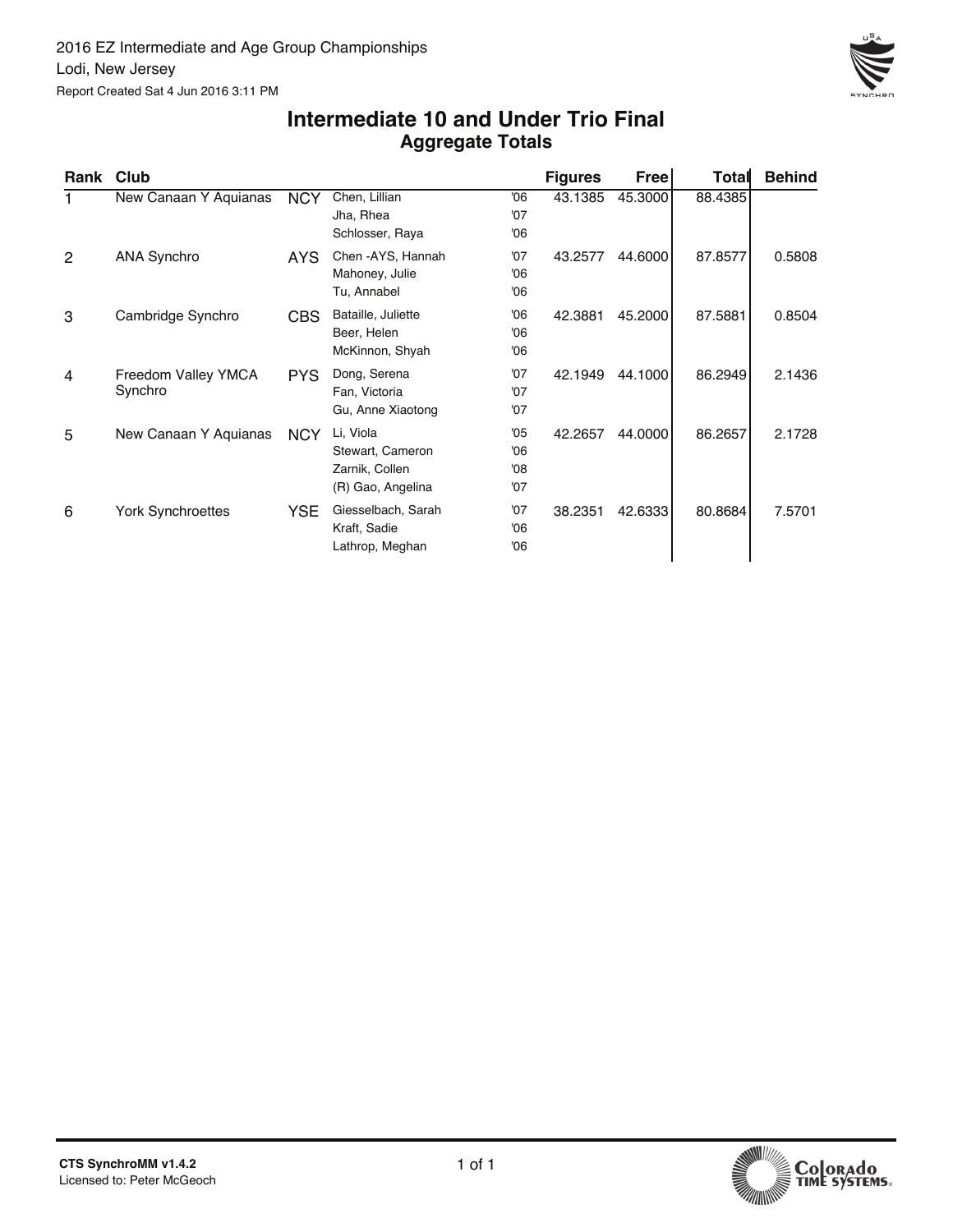2016 EZ Intermediate and Age Group Championships

Lodi, New Jersey

Report Created Sat 4 Jun 2016 3:11 PM

# Intermediate 10 and Under Trio Final

## Aggregate Totals

| Rank | Club | | | | Figures | Free | Total | Behind |
|---|---|---|---|---|---|---|---|---|
| 1 | New Canaan Y Aquianas | NCY | Chen, Lillian<br>Jha, Rhea<br>Schlosser, Raya | '06<br>'07<br>'06 | 43.1385 | 45.3000 | 88.4385 | |
| 2 | ANA Synchro | AYS | Chen -AYS, Hannah<br>Mahoney, Julie<br>Tu, Annabel | '07<br>'06<br>'06 | 43.2577 | 44.6000 | 87.8577 | 0.5808 |
| 3 | Cambridge Synchro | CBS | Bataille, Juliette<br>Beer, Helen<br>McKinnon, Shyah | '06<br>'06<br>'06 | 42.3881 | 45.2000 | 87.5881 | 0.8504 |
| 4 | Freedom Valley YMCA Synchro | PYS | Dong, Serena<br>Fan, Victoria<br>Gu, Anne Xiaotong | '07<br>'07<br>'07 | 42.1949 | 44.1000 | 86.2949 | 2.1436 |
| 5 | New Canaan Y Aquianas | NCY | Li, Viola<br>Stewart, Cameron<br>Zarnik, Collen<br>(R) Gao, Angelina | '05<br>'06<br>'08<br>'07 | 42.2657 | 44.0000 | 86.2657 | 2.1728 |
| 6 | York Synchroettes | YSE | Giesselbach, Sarah<br>Kraft, Sadie<br>Lathrop, Meghan | '07<br>'06<br>'06 | 38.2351 | 42.6333 | 80.8684 | 7.5701 |

CTS SynchroMM v1.4.2

Licensed to: Peter McGeoch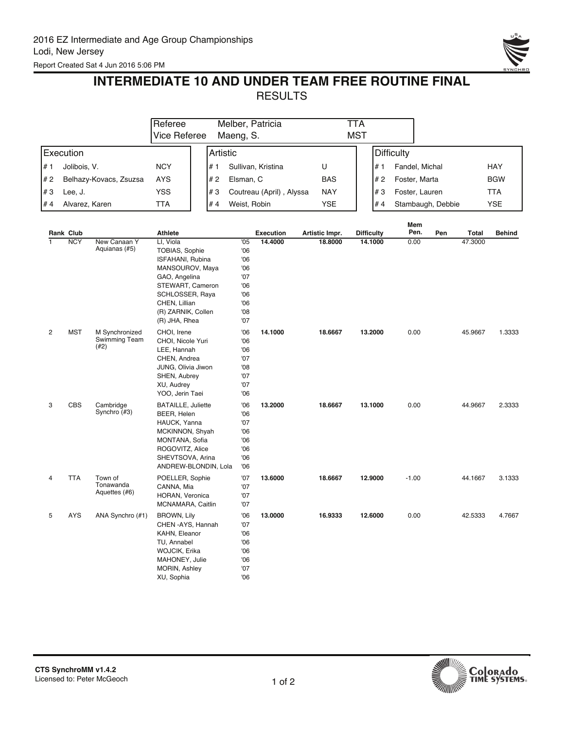2016 EZ Intermediate and Age Group Championships
Lodi, New Jersey
Report Created Sat 4 Jun 2016 5:06 PM

# INTERMEDIATE 10 AND UNDER TEAM FREE ROUTINE FINAL

## RESULTS

| | | |
|---|---|---|
| Referee | Melber, Patricia | TTA |
| Vice Referee | Maeng, S. | MST |

| Execution | | | Artistic | | | Difficulty | | |
|---|---|---|---|---|---|---|---|---|
| # 1 | Jolibois, V. | NCY | # 1 | Sullivan, Kristina | U | # 1 | Fandel, Michal | HAY |
| # 2 | Belhazy-Kovacs, Zsuzsa | AYS | # 2 | Elsman, C | BAS | # 2 | Foster, Marta | BGW |
| # 3 | Lee, J. | YSS | # 3 | Coutreau (April) , Alyssa | NAY | # 3 | Foster, Lauren | TTA |
| # 4 | Alvarez, Karen | TTA | # 4 | Weist, Robin | YSE | # 4 | Stambaugh, Debbie | YSE |

| Rank | Club | | Athlete | | Execution | Artistic Impr. | Difficulty | Mem Pen. | Pen | Total | Behind |
|---|---|---|---|---|---|---|---|---|---|---|---|
| 1 | NCY | New Canaan Y Aquianas (#5) | LI, Viola | '05 | 14.4000 | 18.8000 | 14.1000 | 0.00 | | 47.3000 | |
| | | | TOBIAS, Sophie | '06 | | | | | | | |
| | | | ISFAHANI, Rubina | '06 | | | | | | | |
| | | | MANSOUROV, Maya | '06 | | | | | | | |
| | | | GAO, Angelina | '07 | | | | | | | |
| | | | STEWART, Cameron | '06 | | | | | | | |
| | | | SCHLOSSER, Raya | '06 | | | | | | | |
| | | | CHEN, Lillian | '06 | | | | | | | |
| | | | (R) ZARNIK, Collen | '08 | | | | | | | |
| | | | (R) JHA, Rhea | '07 | | | | | | | |
| 2 | MST | M Synchronized Swimming Team (#2) | CHOI, Irene | '06 | 14.1000 | 18.6667 | 13.2000 | 0.00 | | 45.9667 | 1.3333 |
| | | | CHOI, Nicole Yuri | '06 | | | | | | | |
| | | | LEE, Hannah | '06 | | | | | | | |
| | | | CHEN, Andrea | '07 | | | | | | | |
| | | | JUNG, Olivia Jiwon | '08 | | | | | | | |
| | | | SHEN, Aubrey | '07 | | | | | | | |
| | | | XU, Audrey | '07 | | | | | | | |
| | | | YOO, Jerin Taei | '06 | | | | | | | |
| 3 | CBS | Cambridge Synchro (#3) | BATAILLE, Juliette | '06 | 13.2000 | 18.6667 | 13.1000 | 0.00 | | 44.9667 | 2.3333 |
| | | | BEER, Helen | '06 | | | | | | | |
| | | | HAUCK, Yanna | '07 | | | | | | | |
| | | | MCKINNON, Shyah | '06 | | | | | | | |
| | | | MONTANA, Sofia | '06 | | | | | | | |
| | | | ROGOVITZ, Alice | '06 | | | | | | | |
| | | | SHEVTSOVA, Arina | '06 | | | | | | | |
| | | | ANDREW-BLONDIN, Lola | '06 | | | | | | | |
| 4 | TTA | Town of Tonawanda Aquettes (#6) | POELLER, Sophie | '07 | 13.6000 | 18.6667 | 12.9000 | -1.00 | | 44.1667 | 3.1333 |
| | | | CANNA, Mia | '07 | | | | | | | |
| | | | HORAN, Veronica | '07 | | | | | | | |
| | | | MCNAMARA, Caitlin | '07 | | | | | | | |
| 5 | AYS | ANA Synchro (#1) | BROWN, Lily | '06 | 13.0000 | 16.9333 | 12.6000 | 0.00 | | 42.5333 | 4.7667 |
| | | | CHEN -AYS, Hannah | '07 | | | | | | | |
| | | | KAHN, Eleanor | '06 | | | | | | | |
| | | | TU, Annabel | '06 | | | | | | | |
| | | | WOJCIK, Erika | '06 | | | | | | | |
| | | | MAHONEY, Julie | '06 | | | | | | | |
| | | | MORIN, Ashley | '07 | | | | | | | |
| | | | XU, Sophia | '06 | | | | | | | |

CTS SynchroMM v1.4.2
Licensed to: Peter McGeoch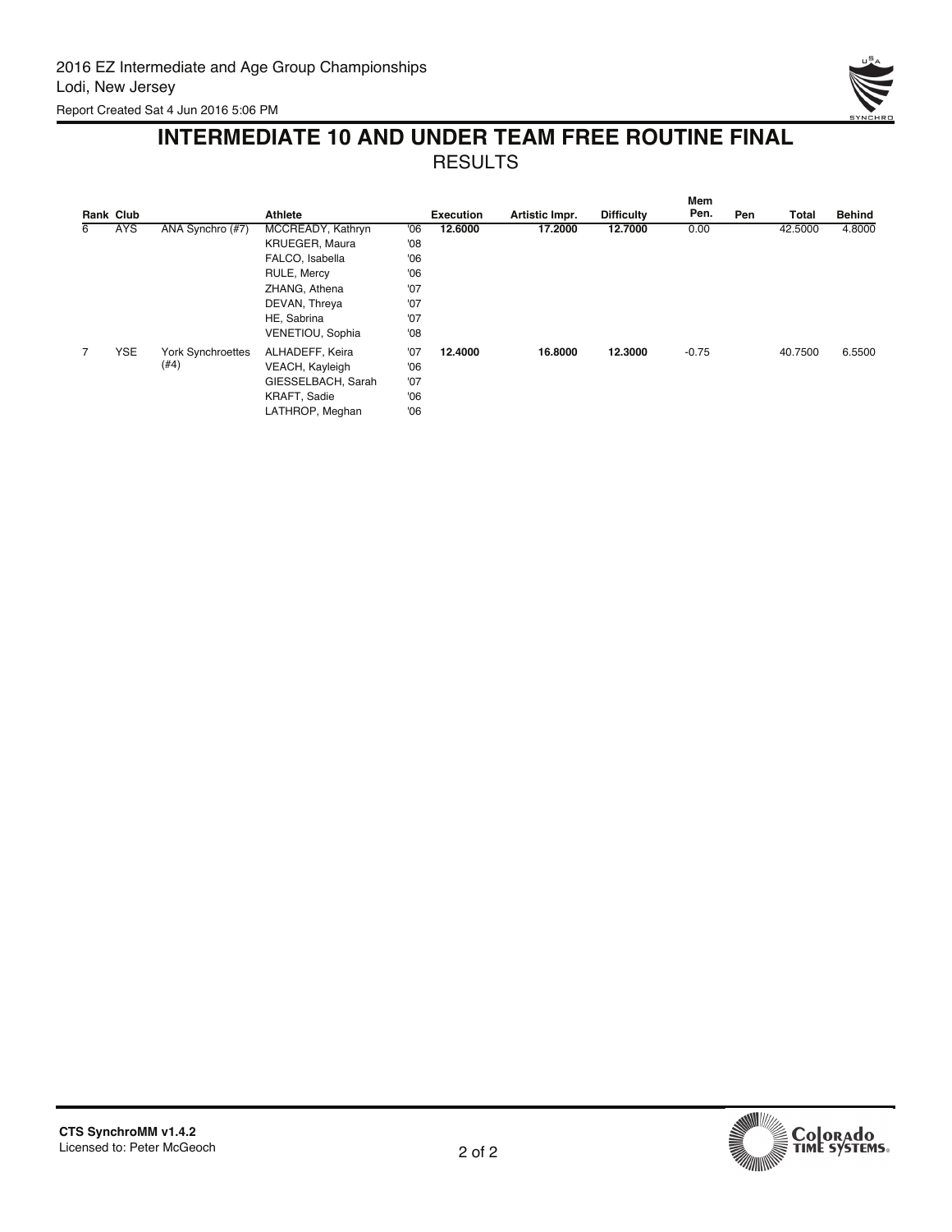2016 EZ Intermediate and Age Group Championships
Lodi, New Jersey
Report Created Sat 4 Jun 2016 5:06 PM

# INTERMEDIATE 10 AND UNDER TEAM FREE ROUTINE FINAL

## RESULTS

| Rank | Club | | Athlete | | Execution | Artistic Impr. | Difficulty | Mem Pen. | Pen | Total | Behind |
|---|---|---|---|---|---|---|---|---|---|---|---|
| 6 | AYS | ANA Synchro (#7) | MCCREADY, Kathryn | '06 | **12.6000** | **17.2000** | **12.7000** | 0.00 | | 42.5000 | 4.8000 |
| | | | KRUEGER, Maura | '08 | | | | | | | |
| | | | FALCO, Isabella | '06 | | | | | | | |
| | | | RULE, Mercy | '06 | | | | | | | |
| | | | ZHANG, Athena | '07 | | | | | | | |
| | | | DEVAN, Threya | '07 | | | | | | | |
| | | | HE, Sabrina | '07 | | | | | | | |
| | | | VENETIOU, Sophia | '08 | | | | | | | |
| 7 | YSE | York Synchroettes (#4) | ALHADEFF, Keira | '07 | **12.4000** | **16.8000** | **12.3000** | -0.75 | | 40.7500 | 6.5500 |
| | | | VEACH, Kayleigh | '06 | | | | | | | |
| | | | GIESSELBACH, Sarah | '07 | | | | | | | |
| | | | KRAFT, Sadie | '06 | | | | | | | |
| | | | LATHROP, Meghan | '06 | | | | | | | |

CTS SynchroMM v1.4.2
Licensed to: Peter McGeoch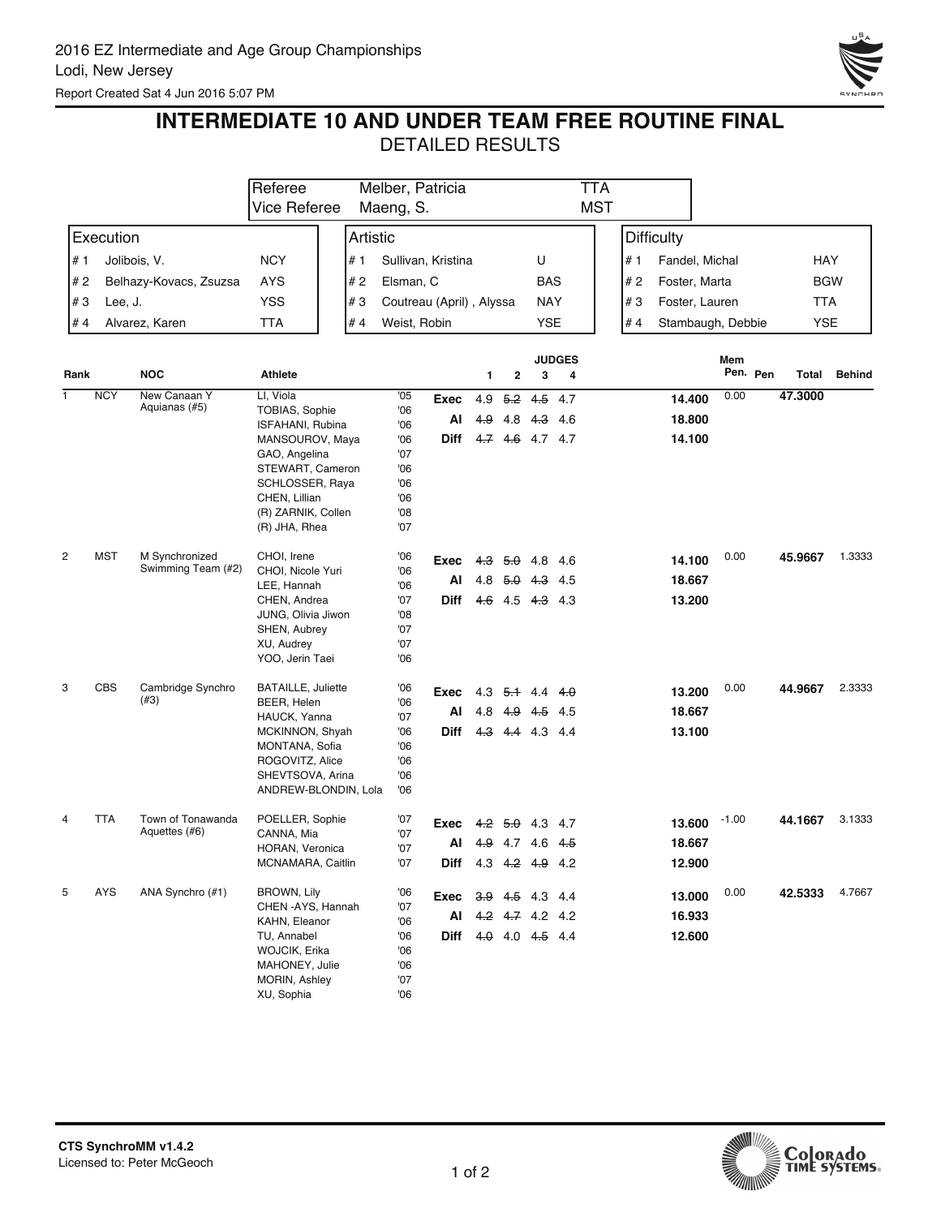2016 EZ Intermediate and Age Group Championships
Lodi, New Jersey
Report Created Sat 4 Jun 2016 5:07 PM

# INTERMEDIATE 10 AND UNDER TEAM FREE ROUTINE FINAL

## DETAILED RESULTS

| | | |
|---|---|---|
| Referee | Melber, Patricia | TTA |
| Vice Referee | Maeng, S. | MST |

| Execution | | | Artistic | | | Difficulty | | |
|---|---|---|---|---|---|---|---|---|
| # 1 | Jolibois, V. | NCY | # 1 | Sullivan, Kristina | U | # 1 | Fandel, Michal | HAY |
| # 2 | Belhazy-Kovacs, Zsuzsa | AYS | # 2 | Elsman, C | BAS | # 2 | Foster, Marta | BGW |
| # 3 | Lee, J. | YSS | # 3 | Coutreau (April) , Alyssa | NAY | # 3 | Foster, Lauren | TTA |
| # 4 | Alvarez, Karen | TTA | # 4 | Weist, Robin | YSE | # 4 | Stambaugh, Debbie | YSE |

| Rank | NOC | | Athlete | | | Judge 1 | Judge 2 | Judge 3 | Judge 4 | | Mem Pen. | Pen | Total | Behind |
|---|---|---|---|---|---|---|---|---|---|---|---|---|---|---|
| 1 | NCY | New Canaan Y Aquianas (#5) | LI, Viola | '05 | Exec | 4.9 | ~~5.2~~ | ~~4.5~~ | 4.7 | 14.400 | 0.00 | | 47.3000 | |
| | | | TOBIAS, Sophie | '06 | AI | ~~4.9~~ | 4.8 | ~~4.3~~ | 4.6 | 18.800 | | | | |
| | | | ISFAHANI, Rubina | '06 | Diff | ~~4.7~~ | ~~4.6~~ | 4.7 | 4.7 | 14.100 | | | | |
| | | | MANSOUROV, Maya | '06 | | | | | | | | | | |
| | | | GAO, Angelina | '07 | | | | | | | | | | |
| | | | STEWART, Cameron | '06 | | | | | | | | | | |
| | | | SCHLOSSER, Raya | '06 | | | | | | | | | | |
| | | | CHEN, Lillian | '06 | | | | | | | | | | |
| | | | (R) ZARNIK, Collen | '08 | | | | | | | | | | |
| | | | (R) JHA, Rhea | '07 | | | | | | | | | | |
| 2 | MST | M Synchronized Swimming Team (#2) | CHOI, Irene | '06 | Exec | ~~4.3~~ | ~~5.0~~ | 4.8 | 4.6 | 14.100 | 0.00 | | 45.9667 | 1.3333 |
| | | | CHOI, Nicole Yuri | '06 | AI | 4.8 | ~~5.0~~ | ~~4.3~~ | 4.5 | 18.667 | | | | |
| | | | LEE, Hannah | '06 | Diff | ~~4.6~~ | 4.5 | ~~4.3~~ | 4.3 | 13.200 | | | | |
| | | | CHEN, Andrea | '07 | | | | | | | | | | |
| | | | JUNG, Olivia Jiwon | '08 | | | | | | | | | | |
| | | | SHEN, Aubrey | '07 | | | | | | | | | | |
| | | | XU, Audrey | '07 | | | | | | | | | | |
| | | | YOO, Jerin Taei | '06 | | | | | | | | | | |
| 3 | CBS | Cambridge Synchro (#3) | BATAILLE, Juliette | '06 | Exec | 4.3 | ~~5.1~~ | 4.4 | ~~4.0~~ | 13.200 | 0.00 | | 44.9667 | 2.3333 |
| | | | BEER, Helen | '06 | AI | 4.8 | ~~4.9~~ | ~~4.5~~ | 4.5 | 18.667 | | | | |
| | | | HAUCK, Yanna | '07 | Diff | ~~4.3~~ | ~~4.4~~ | 4.3 | 4.4 | 13.100 | | | | |
| | | | MCKINNON, Shyah | '06 | | | | | | | | | | |
| | | | MONTANA, Sofia | '06 | | | | | | | | | | |
| | | | ROGOVITZ, Alice | '06 | | | | | | | | | | |
| | | | SHEVTSOVA, Arina | '06 | | | | | | | | | | |
| | | | ANDREW-BLONDIN, Lola | '06 | | | | | | | | | | |
| 4 | TTA | Town of Tonawanda Aquettes (#6) | POELLER, Sophie | '07 | Exec | ~~4.2~~ | ~~5.0~~ | 4.3 | 4.7 | 13.600 | -1.00 | | 44.1667 | 3.1333 |
| | | | CANNA, Mia | '07 | AI | ~~4.9~~ | 4.7 | 4.6 | ~~4.5~~ | 18.667 | | | | |
| | | | HORAN, Veronica | '07 | Diff | 4.3 | ~~4.2~~ | ~~4.9~~ | 4.2 | 12.900 | | | | |
| | | | MCNAMARA, Caitlin | '07 | | | | | | | | | | |
| 5 | AYS | ANA Synchro (#1) | BROWN, Lily | '06 | Exec | ~~3.9~~ | ~~4.5~~ | 4.3 | 4.4 | 13.000 | 0.00 | | 42.5333 | 4.7667 |
| | | | CHEN -AYS, Hannah | '07 | AI | ~~4.2~~ | ~~4.7~~ | 4.2 | 4.2 | 16.933 | | | | |
| | | | KAHN, Eleanor | '06 | Diff | ~~4.0~~ | 4.0 | ~~4.5~~ | 4.4 | 12.600 | | | | |
| | | | TU, Annabel | '06 | | | | | | | | | | |
| | | | WOJCIK, Erika | '06 | | | | | | | | | | |
| | | | MAHONEY, Julie | '06 | | | | | | | | | | |
| | | | MORIN, Ashley | '07 | | | | | | | | | | |
| | | | XU, Sophia | '06 | | | | | | | | | | |

**CTS SynchroMM v1.4.2**
Licensed to: Peter McGeoch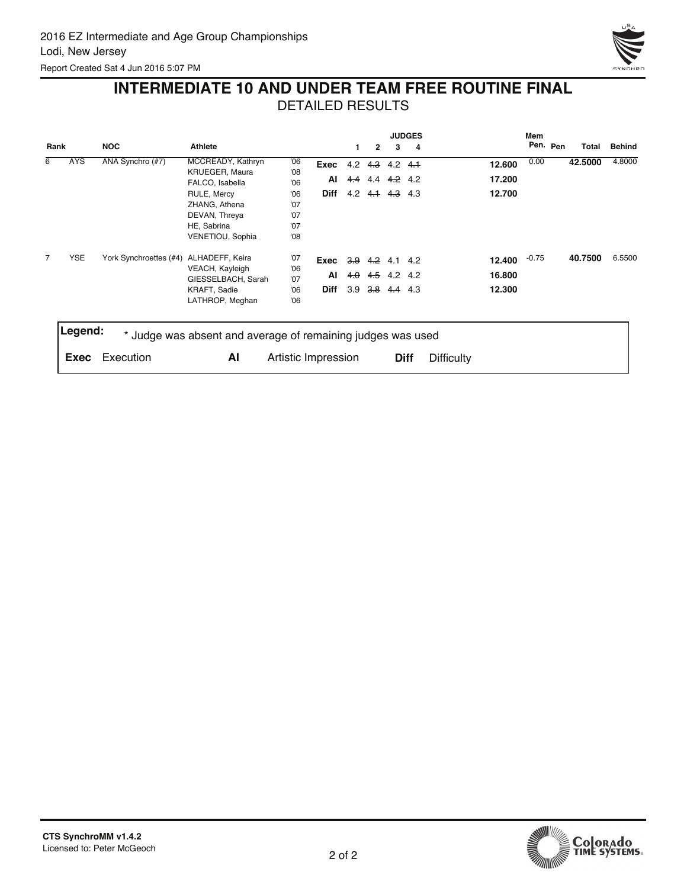2016 EZ Intermediate and Age Group Championships
Lodi, New Jersey
Report Created Sat 4 Jun 2016 5:07 PM

# INTERMEDIATE 10 AND UNDER TEAM FREE ROUTINE FINAL

## DETAILED RESULTS

| Rank | NOC | | Athlete | | | Judge 1 | Judge 2 | Judge 3 | Judge 4 | | Mem Pen. | Pen | Total | Behind |
|---|---|---|---|---|---|---|---|---|---|---|---|---|---|---|
| 6 | AYS | ANA Synchro (#7) | MCCREADY, Kathryn | '06 | **Exec** | 4.2 | ~~4.3~~ | 4.2 | ~~4.1~~ | **12.600** | 0.00 | | **42.5000** | 4.8000 |
| | | | KRUEGER, Maura | '08 | **AI** | ~~4.4~~ | 4.4 | ~~4.2~~ | 4.2 | **17.200** | | | | |
| | | | FALCO, Isabella | '06 | **Diff** | 4.2 | ~~4.1~~ | ~~4.3~~ | 4.3 | **12.700** | | | | |
| | | | RULE, Mercy | '06 | | | | | | | | | | |
| | | | ZHANG, Athena | '07 | | | | | | | | | | |
| | | | DEVAN, Threya | '07 | | | | | | | | | | |
| | | | HE, Sabrina | '07 | | | | | | | | | | |
| | | | VENETIOU, Sophia | '08 | | | | | | | | | | |
| 7 | YSE | York Synchroettes (#4) | ALHADEFF, Keira | '07 | **Exec** | ~~3.9~~ | ~~4.2~~ | 4.1 | 4.2 | **12.400** | -0.75 | | **40.7500** | 6.5500 |
| | | | VEACH, Kayleigh | '06 | **AI** | ~~4.0~~ | ~~4.5~~ | 4.2 | 4.2 | **16.800** | | | | |
| | | | GIESSELBACH, Sarah | '07 | **Diff** | 3.9 | ~~3.8~~ | ~~4.4~~ | 4.3 | **12.300** | | | | |
| | | | KRAFT, Sadie | '06 | | | | | | | | | | |
| | | | LATHROP, Meghan | '06 | | | | | | | | | | |

**Legend:** * Judge was absent and average of remaining judges was used

**Exec** Execution **AI** Artistic Impression **Diff** Difficulty

CTS SynchroMM v1.4.2
Licensed to: Peter McGeoch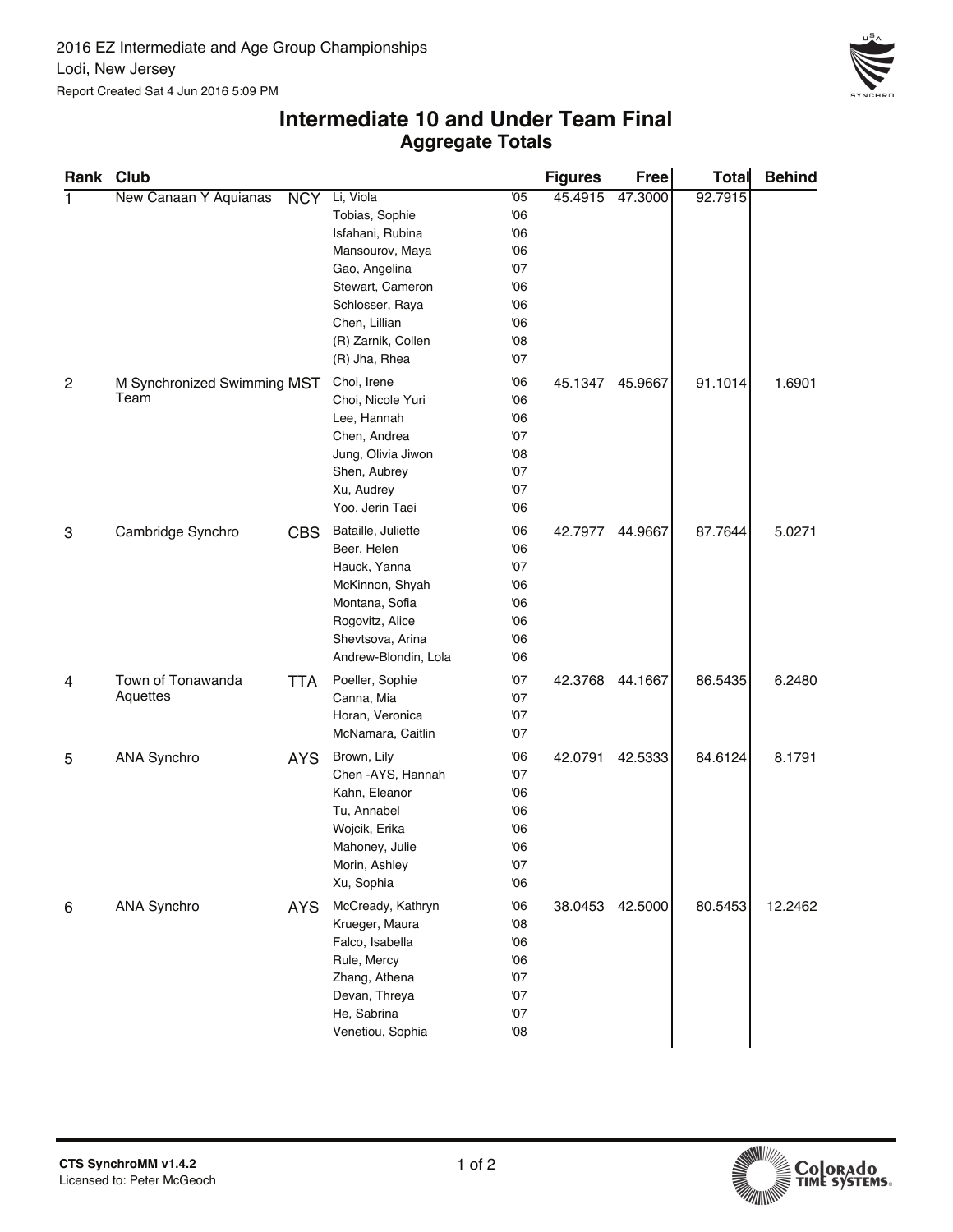2016 EZ Intermediate and Age Group Championships
Lodi, New Jersey
Report Created Sat 4 Jun 2016 5:09 PM

# Intermediate 10 and Under Team Final
## Aggregate Totals

| Rank | Club | | Swimmer | Year | Figures | Free | Total | Behind |
|---|---|---|---|---|---|---|---|---|
| 1 | New Canaan Y Aquianas | NCY | Li, Viola | '05 | 45.4915 | 47.3000 | 92.7915 | |
| | | | Tobias, Sophie | '06 | | | | |
| | | | Isfahani, Rubina | '06 | | | | |
| | | | Mansourov, Maya | '06 | | | | |
| | | | Gao, Angelina | '07 | | | | |
| | | | Stewart, Cameron | '06 | | | | |
| | | | Schlosser, Raya | '06 | | | | |
| | | | Chen, Lillian | '06 | | | | |
| | | | (R) Zarnik, Collen | '08 | | | | |
| | | | (R) Jha, Rhea | '07 | | | | |
| 2 | M Synchronized Swimming Team | MST | Choi, Irene | '06 | 45.1347 | 45.9667 | 91.1014 | 1.6901 |
| | | | Choi, Nicole Yuri | '06 | | | | |
| | | | Lee, Hannah | '06 | | | | |
| | | | Chen, Andrea | '07 | | | | |
| | | | Jung, Olivia Jiwon | '08 | | | | |
| | | | Shen, Aubrey | '07 | | | | |
| | | | Xu, Audrey | '07 | | | | |
| | | | Yoo, Jerin Taei | '06 | | | | |
| 3 | Cambridge Synchro | CBS | Bataille, Juliette | '06 | 42.7977 | 44.9667 | 87.7644 | 5.0271 |
| | | | Beer, Helen | '06 | | | | |
| | | | Hauck, Yanna | '07 | | | | |
| | | | McKinnon, Shyah | '06 | | | | |
| | | | Montana, Sofia | '06 | | | | |
| | | | Rogovitz, Alice | '06 | | | | |
| | | | Shevtsova, Arina | '06 | | | | |
| | | | Andrew-Blondin, Lola | '06 | | | | |
| 4 | Town of Tonawanda Aquettes | TTA | Poeller, Sophie | '07 | 42.3768 | 44.1667 | 86.5435 | 6.2480 |
| | | | Canna, Mia | '07 | | | | |
| | | | Horan, Veronica | '07 | | | | |
| | | | McNamara, Caitlin | '07 | | | | |
| 5 | ANA Synchro | AYS | Brown, Lily | '06 | 42.0791 | 42.5333 | 84.6124 | 8.1791 |
| | | | Chen -AYS, Hannah | '07 | | | | |
| | | | Kahn, Eleanor | '06 | | | | |
| | | | Tu, Annabel | '06 | | | | |
| | | | Wojcik, Erika | '06 | | | | |
| | | | Mahoney, Julie | '06 | | | | |
| | | | Morin, Ashley | '07 | | | | |
| | | | Xu, Sophia | '06 | | | | |
| 6 | ANA Synchro | AYS | McCready, Kathryn | '06 | 38.0453 | 42.5000 | 80.5453 | 12.2462 |
| | | | Krueger, Maura | '08 | | | | |
| | | | Falco, Isabella | '06 | | | | |
| | | | Rule, Mercy | '06 | | | | |
| | | | Zhang, Athena | '07 | | | | |
| | | | Devan, Threya | '07 | | | | |
| | | | He, Sabrina | '07 | | | | |
| | | | Venetiou, Sophia | '08 | | | | |

CTS SynchroMM v1.4.2
Licensed to: Peter McGeoch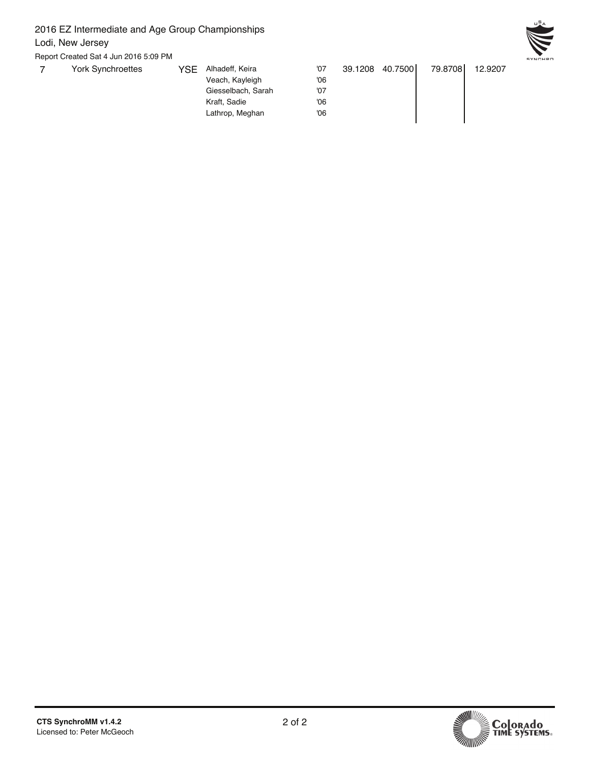2016 EZ Intermediate and Age Group Championships

Lodi, New Jersey

Report Created Sat 4 Jun 2016 5:09 PM

| | | | | | | | | |
|---|---|---|---|---|---|---|---|---|
| 7 | York Synchroettes | YSE | Alhadeff, Keira | '07 | 39.1208 | 40.7500 | 79.8708 | 12.9207 |
| | | | Veach, Kayleigh | '06 | | | | |
| | | | Giesselbach, Sarah | '07 | | | | |
| | | | Kraft, Sadie | '06 | | | | |
| | | | Lathrop, Meghan | '06 | | | | |

**CTS SynchroMM v1.4.2**
Licensed to: Peter McGeoch